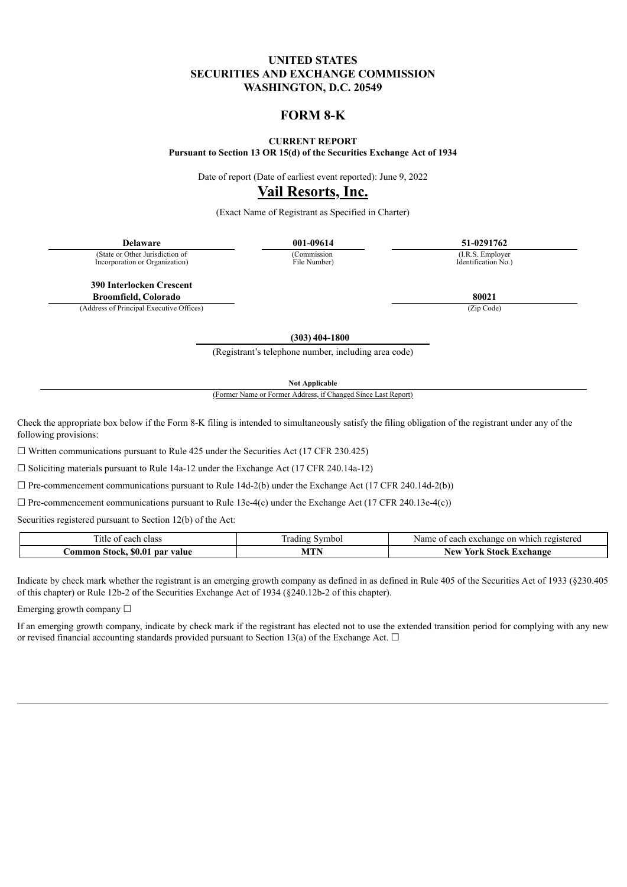# UNITED STATES
# SECURITIES AND EXCHANGE COMMISSION
# WASHINGTON, D.C. 20549

## FORM 8-K

**CURRENT REPORT**
**Pursuant to Section 13 OR 15(d) of the Securities Exchange Act of 1934**

Date of report (Date of earliest event reported): June 9, 2022

# Vail Resorts, Inc.

(Exact Name of Registrant as Specified in Charter)

| **Delaware** | **001-09614** | **51-0291762** |
|---|---|---|
| (State or Other Jurisdiction of Incorporation or Organization) | (Commission File Number) | (I.R.S. Employer Identification No.) |

**390 Interlocken Crescent**
**Broomfield, Colorado**
(Address of Principal Executive Offices)

**80021**
(Zip Code)

**(303) 404-1800**
(Registrant's telephone number, including area code)

**Not Applicable**
(Former Name or Former Address, if Changed Since Last Report)

Check the appropriate box below if the Form 8-K filing is intended to simultaneously satisfy the filing obligation of the registrant under any of the following provisions:

☐ Written communications pursuant to Rule 425 under the Securities Act (17 CFR 230.425)

☐ Soliciting materials pursuant to Rule 14a-12 under the Exchange Act (17 CFR 240.14a-12)

☐ Pre-commencement communications pursuant to Rule 14d-2(b) under the Exchange Act (17 CFR 240.14d-2(b))

☐ Pre-commencement communications pursuant to Rule 13e-4(c) under the Exchange Act (17 CFR 240.13e-4(c))

Securities registered pursuant to Section 12(b) of the Act:

| Title of each class | Trading Symbol | Name of each exchange on which registered |
|---|---|---|
| **Common Stock, $0.01 par value** | **MTN** | **New York Stock Exchange** |

Indicate by check mark whether the registrant is an emerging growth company as defined in as defined in Rule 405 of the Securities Act of 1933 (§230.405 of this chapter) or Rule 12b-2 of the Securities Exchange Act of 1934 (§240.12b-2 of this chapter).

Emerging growth company ☐

If an emerging growth company, indicate by check mark if the registrant has elected not to use the extended transition period for complying with any new or revised financial accounting standards provided pursuant to Section 13(a) of the Exchange Act. ☐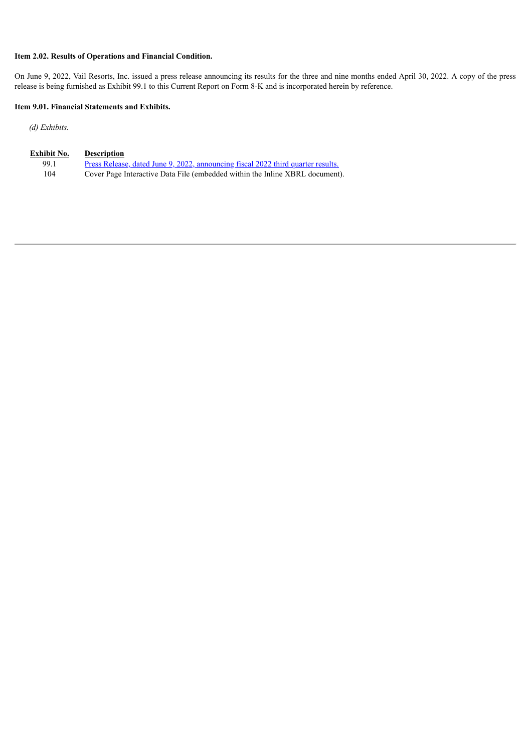**Item 2.02. Results of Operations and Financial Condition.**

On June 9, 2022, Vail Resorts, Inc. issued a press release announcing its results for the three and nine months ended April 30, 2022. A copy of the press release is being furnished as Exhibit 99.1 to this Current Report on Form 8-K and is incorporated herein by reference.

**Item 9.01. Financial Statements and Exhibits.**

*(d) Exhibits.*

| Exhibit No. | Description |
| --- | --- |
| 99.1 | Press Release, dated June 9, 2022, announcing fiscal 2022 third quarter results. |
| 104 | Cover Page Interactive Data File (embedded within the Inline XBRL document). |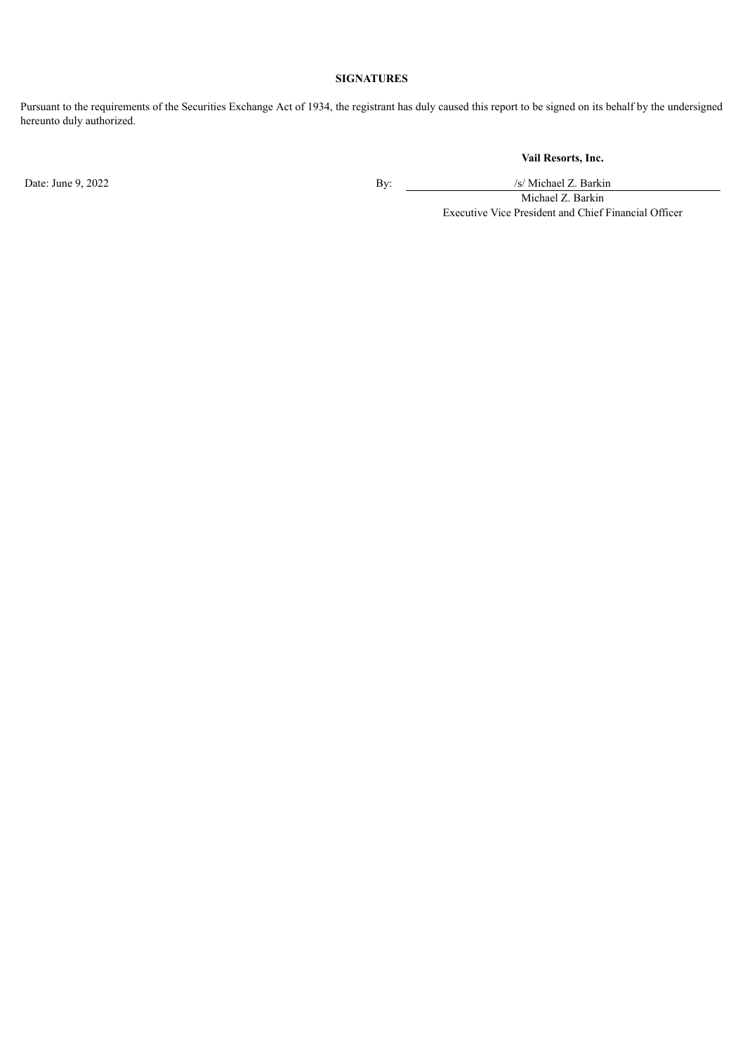**SIGNATURES**

Pursuant to the requirements of the Securities Exchange Act of 1934, the registrant has duly caused this report to be signed on its behalf by the undersigned hereunto duly authorized.

**Vail Resorts, Inc.**

Date: June 9, 2022

By: /s/ Michael Z. Barkin

Michael Z. Barkin

Executive Vice President and Chief Financial Officer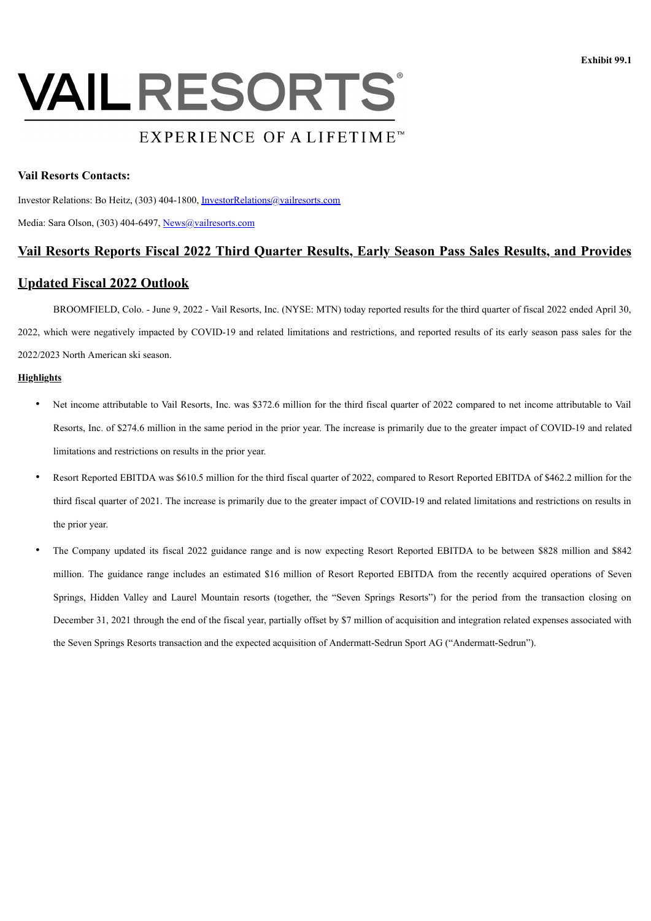Exhibit 99.1

# VAIL RESORTS

EXPERIENCE OF A LIFETIME™

**Vail Resorts Contacts:**

Investor Relations: Bo Heitz, (303) 404-1800, InvestorRelations@vailresorts.com

Media: Sara Olson, (303) 404-6497, News@vailresorts.com

## Vail Resorts Reports Fiscal 2022 Third Quarter Results, Early Season Pass Sales Results, and Provides Updated Fiscal 2022 Outlook

BROOMFIELD, Colo. - June 9, 2022 - Vail Resorts, Inc. (NYSE: MTN) today reported results for the third quarter of fiscal 2022 ended April 30, 2022, which were negatively impacted by COVID-19 and related limitations and restrictions, and reported results of its early season pass sales for the 2022/2023 North American ski season.

**Highlights**

- Net income attributable to Vail Resorts, Inc. was $372.6 million for the third fiscal quarter of 2022 compared to net income attributable to Vail Resorts, Inc. of $274.6 million in the same period in the prior year. The increase is primarily due to the greater impact of COVID-19 and related limitations and restrictions on results in the prior year.
- Resort Reported EBITDA was $610.5 million for the third fiscal quarter of 2022, compared to Resort Reported EBITDA of $462.2 million for the third fiscal quarter of 2021. The increase is primarily due to the greater impact of COVID-19 and related limitations and restrictions on results in the prior year.
- The Company updated its fiscal 2022 guidance range and is now expecting Resort Reported EBITDA to be between $828 million and $842 million. The guidance range includes an estimated $16 million of Resort Reported EBITDA from the recently acquired operations of Seven Springs, Hidden Valley and Laurel Mountain resorts (together, the "Seven Springs Resorts") for the period from the transaction closing on December 31, 2021 through the end of the fiscal year, partially offset by $7 million of acquisition and integration related expenses associated with the Seven Springs Resorts transaction and the expected acquisition of Andermatt-Sedrun Sport AG ("Andermatt-Sedrun").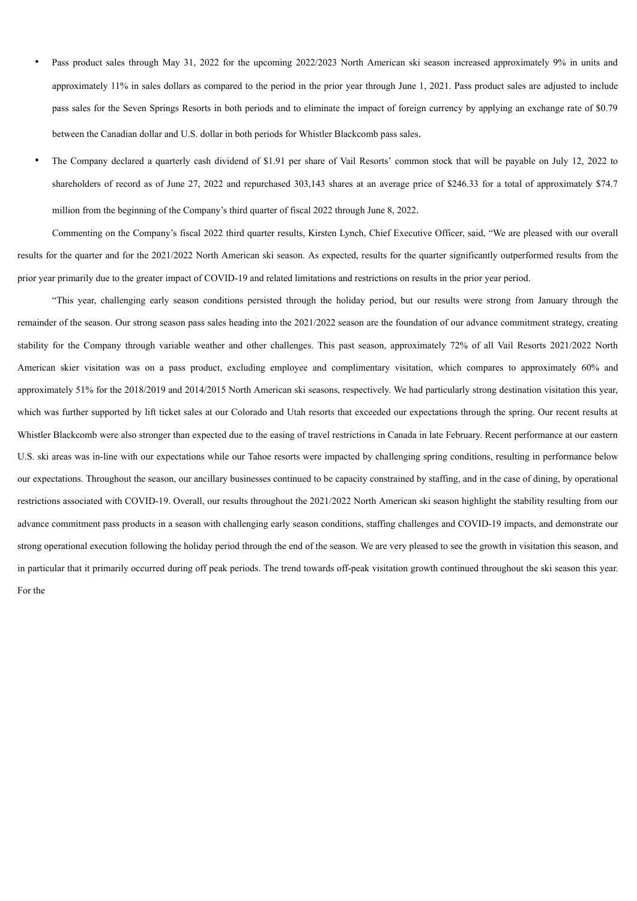- Pass product sales through May 31, 2022 for the upcoming 2022/2023 North American ski season increased approximately 9% in units and approximately 11% in sales dollars as compared to the period in the prior year through June 1, 2021. Pass product sales are adjusted to include pass sales for the Seven Springs Resorts in both periods and to eliminate the impact of foreign currency by applying an exchange rate of $0.79 between the Canadian dollar and U.S. dollar in both periods for Whistler Blackcomb pass sales.
- The Company declared a quarterly cash dividend of $1.91 per share of Vail Resorts' common stock that will be payable on July 12, 2022 to shareholders of record as of June 27, 2022 and repurchased 303,143 shares at an average price of $246.33 for a total of approximately $74.7 million from the beginning of the Company's third quarter of fiscal 2022 through June 8, 2022.

Commenting on the Company's fiscal 2022 third quarter results, Kirsten Lynch, Chief Executive Officer, said, "We are pleased with our overall results for the quarter and for the 2021/2022 North American ski season. As expected, results for the quarter significantly outperformed results from the prior year primarily due to the greater impact of COVID-19 and related limitations and restrictions on results in the prior year period.

"This year, challenging early season conditions persisted through the holiday period, but our results were strong from January through the remainder of the season. Our strong season pass sales heading into the 2021/2022 season are the foundation of our advance commitment strategy, creating stability for the Company through variable weather and other challenges. This past season, approximately 72% of all Vail Resorts 2021/2022 North American skier visitation was on a pass product, excluding employee and complimentary visitation, which compares to approximately 60% and approximately 51% for the 2018/2019 and 2014/2015 North American ski seasons, respectively. We had particularly strong destination visitation this year, which was further supported by lift ticket sales at our Colorado and Utah resorts that exceeded our expectations through the spring. Our recent results at Whistler Blackcomb were also stronger than expected due to the easing of travel restrictions in Canada in late February. Recent performance at our eastern U.S. ski areas was in-line with our expectations while our Tahoe resorts were impacted by challenging spring conditions, resulting in performance below our expectations. Throughout the season, our ancillary businesses continued to be capacity constrained by staffing, and in the case of dining, by operational restrictions associated with COVID-19. Overall, our results throughout the 2021/2022 North American ski season highlight the stability resulting from our advance commitment pass products in a season with challenging early season conditions, staffing challenges and COVID-19 impacts, and demonstrate our strong operational execution following the holiday period through the end of the season. We are very pleased to see the growth in visitation this season, and in particular that it primarily occurred during off peak periods. The trend towards off-peak visitation growth continued throughout the ski season this year. For the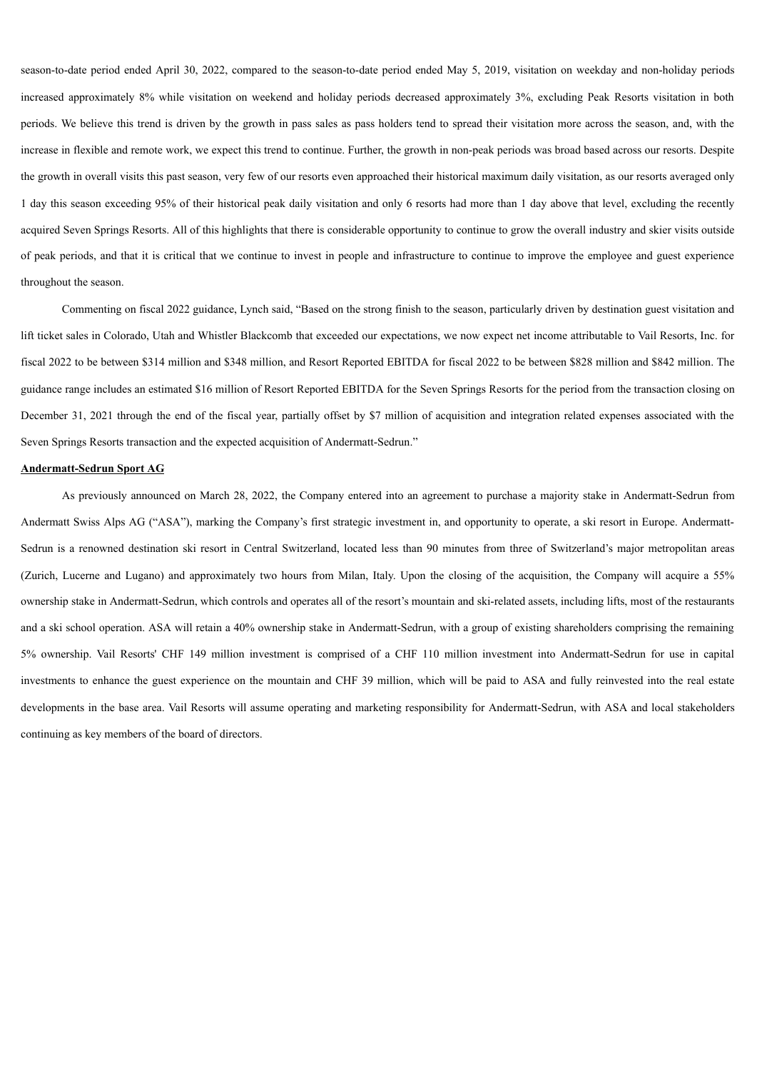season-to-date period ended April 30, 2022, compared to the season-to-date period ended May 5, 2019, visitation on weekday and non-holiday periods increased approximately 8% while visitation on weekend and holiday periods decreased approximately 3%, excluding Peak Resorts visitation in both periods. We believe this trend is driven by the growth in pass sales as pass holders tend to spread their visitation more across the season, and, with the increase in flexible and remote work, we expect this trend to continue. Further, the growth in non-peak periods was broad based across our resorts. Despite the growth in overall visits this past season, very few of our resorts even approached their historical maximum daily visitation, as our resorts averaged only 1 day this season exceeding 95% of their historical peak daily visitation and only 6 resorts had more than 1 day above that level, excluding the recently acquired Seven Springs Resorts. All of this highlights that there is considerable opportunity to continue to grow the overall industry and skier visits outside of peak periods, and that it is critical that we continue to invest in people and infrastructure to continue to improve the employee and guest experience throughout the season.

Commenting on fiscal 2022 guidance, Lynch said, "Based on the strong finish to the season, particularly driven by destination guest visitation and lift ticket sales in Colorado, Utah and Whistler Blackcomb that exceeded our expectations, we now expect net income attributable to Vail Resorts, Inc. for fiscal 2022 to be between \$314 million and \$348 million, and Resort Reported EBITDA for fiscal 2022 to be between \$828 million and \$842 million. The guidance range includes an estimated \$16 million of Resort Reported EBITDA for the Seven Springs Resorts for the period from the transaction closing on December 31, 2021 through the end of the fiscal year, partially offset by \$7 million of acquisition and integration related expenses associated with the Seven Springs Resorts transaction and the expected acquisition of Andermatt-Sedrun."

**Andermatt-Sedrun Sport AG**

As previously announced on March 28, 2022, the Company entered into an agreement to purchase a majority stake in Andermatt-Sedrun from Andermatt Swiss Alps AG ("ASA"), marking the Company's first strategic investment in, and opportunity to operate, a ski resort in Europe. Andermatt-Sedrun is a renowned destination ski resort in Central Switzerland, located less than 90 minutes from three of Switzerland's major metropolitan areas (Zurich, Lucerne and Lugano) and approximately two hours from Milan, Italy. Upon the closing of the acquisition, the Company will acquire a 55% ownership stake in Andermatt-Sedrun, which controls and operates all of the resort's mountain and ski-related assets, including lifts, most of the restaurants and a ski school operation. ASA will retain a 40% ownership stake in Andermatt-Sedrun, with a group of existing shareholders comprising the remaining 5% ownership. Vail Resorts' CHF 149 million investment is comprised of a CHF 110 million investment into Andermatt-Sedrun for use in capital investments to enhance the guest experience on the mountain and CHF 39 million, which will be paid to ASA and fully reinvested into the real estate developments in the base area. Vail Resorts will assume operating and marketing responsibility for Andermatt-Sedrun, with ASA and local stakeholders continuing as key members of the board of directors.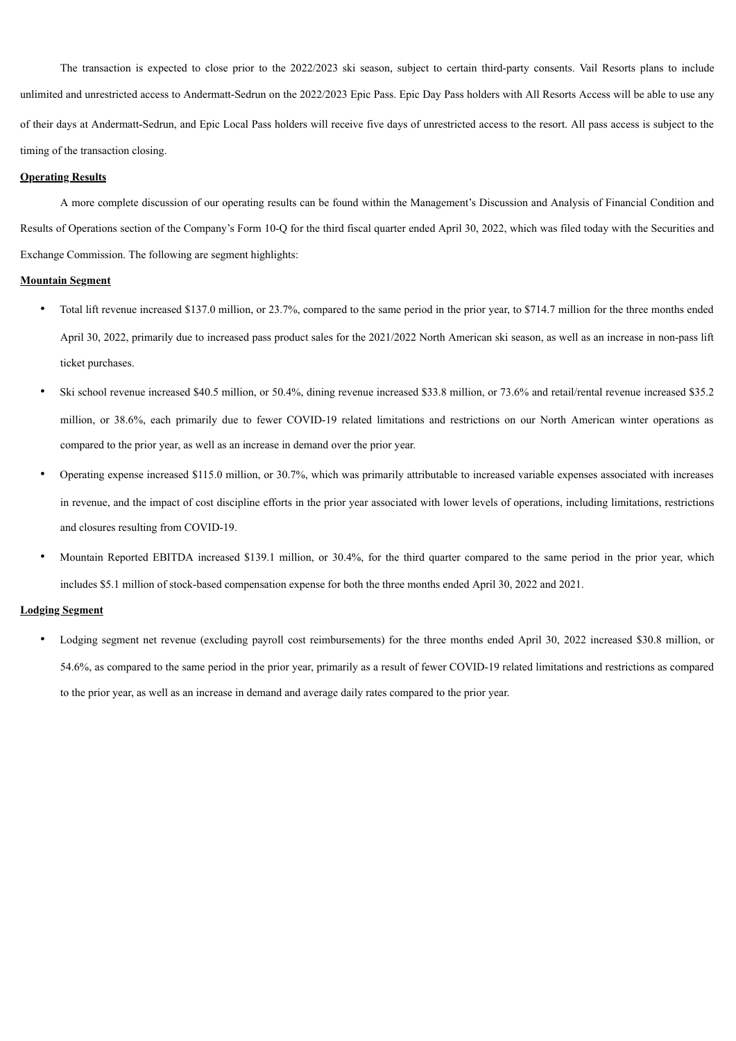The transaction is expected to close prior to the 2022/2023 ski season, subject to certain third-party consents. Vail Resorts plans to include unlimited and unrestricted access to Andermatt-Sedrun on the 2022/2023 Epic Pass. Epic Day Pass holders with All Resorts Access will be able to use any of their days at Andermatt-Sedrun, and Epic Local Pass holders will receive five days of unrestricted access to the resort. All pass access is subject to the timing of the transaction closing.

**Operating Results**

A more complete discussion of our operating results can be found within the Management's Discussion and Analysis of Financial Condition and Results of Operations section of the Company's Form 10-Q for the third fiscal quarter ended April 30, 2022, which was filed today with the Securities and Exchange Commission. The following are segment highlights:

**Mountain Segment**

- Total lift revenue increased $137.0 million, or 23.7%, compared to the same period in the prior year, to $714.7 million for the three months ended April 30, 2022, primarily due to increased pass product sales for the 2021/2022 North American ski season, as well as an increase in non-pass lift ticket purchases.
- Ski school revenue increased $40.5 million, or 50.4%, dining revenue increased $33.8 million, or 73.6% and retail/rental revenue increased $35.2 million, or 38.6%, each primarily due to fewer COVID-19 related limitations and restrictions on our North American winter operations as compared to the prior year, as well as an increase in demand over the prior year.
- Operating expense increased $115.0 million, or 30.7%, which was primarily attributable to increased variable expenses associated with increases in revenue, and the impact of cost discipline efforts in the prior year associated with lower levels of operations, including limitations, restrictions and closures resulting from COVID-19.
- Mountain Reported EBITDA increased $139.1 million, or 30.4%, for the third quarter compared to the same period in the prior year, which includes $5.1 million of stock-based compensation expense for both the three months ended April 30, 2022 and 2021.

**Lodging Segment**

- Lodging segment net revenue (excluding payroll cost reimbursements) for the three months ended April 30, 2022 increased $30.8 million, or 54.6%, as compared to the same period in the prior year, primarily as a result of fewer COVID-19 related limitations and restrictions as compared to the prior year, as well as an increase in demand and average daily rates compared to the prior year.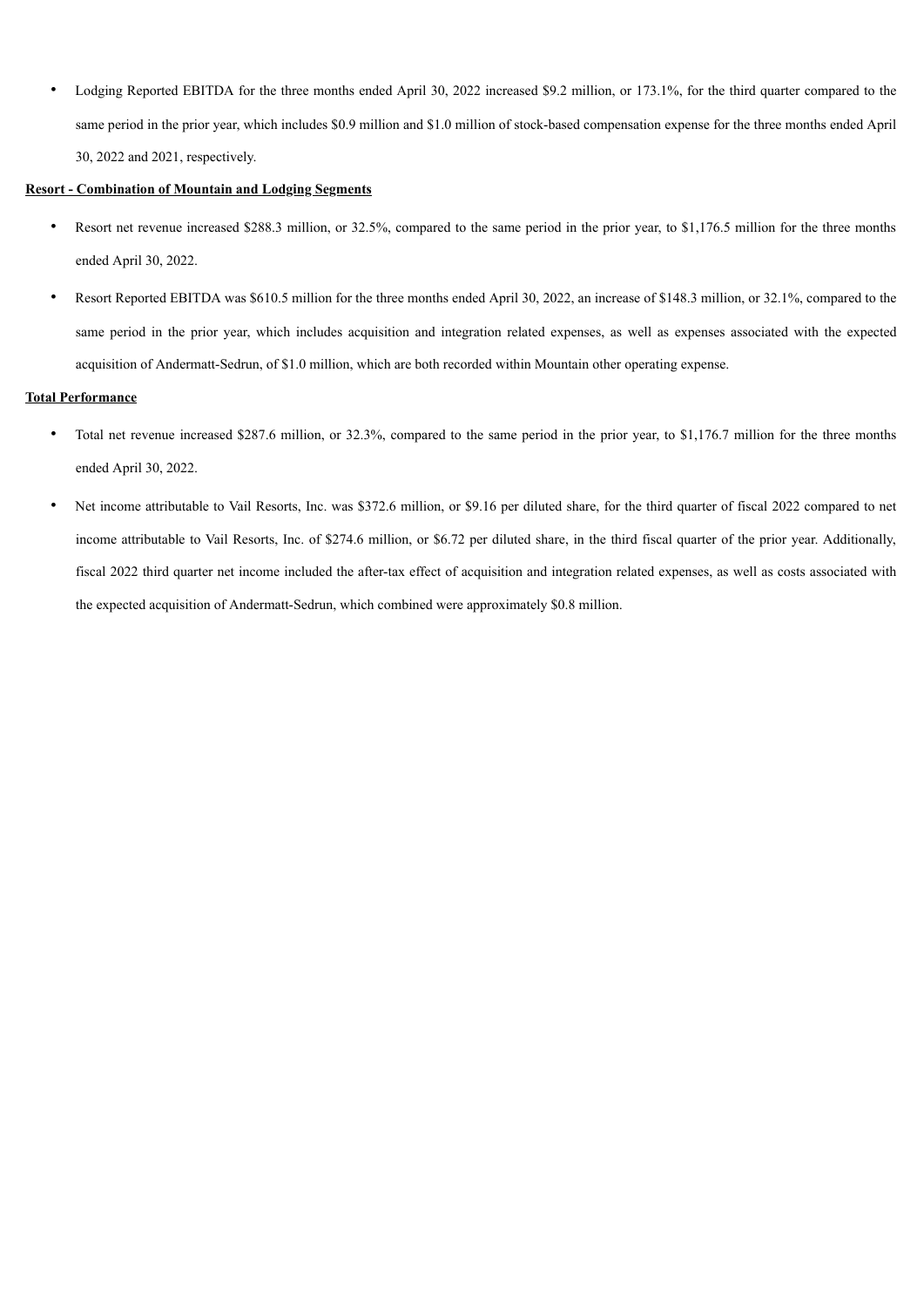- Lodging Reported EBITDA for the three months ended April 30, 2022 increased $9.2 million, or 173.1%, for the third quarter compared to the same period in the prior year, which includes $0.9 million and $1.0 million of stock-based compensation expense for the three months ended April 30, 2022 and 2021, respectively.

**Resort - Combination of Mountain and Lodging Segments**

- Resort net revenue increased $288.3 million, or 32.5%, compared to the same period in the prior year, to $1,176.5 million for the three months ended April 30, 2022.
- Resort Reported EBITDA was $610.5 million for the three months ended April 30, 2022, an increase of $148.3 million, or 32.1%, compared to the same period in the prior year, which includes acquisition and integration related expenses, as well as expenses associated with the expected acquisition of Andermatt-Sedrun, of $1.0 million, which are both recorded within Mountain other operating expense.

**Total Performance**

- Total net revenue increased $287.6 million, or 32.3%, compared to the same period in the prior year, to $1,176.7 million for the three months ended April 30, 2022.
- Net income attributable to Vail Resorts, Inc. was $372.6 million, or $9.16 per diluted share, for the third quarter of fiscal 2022 compared to net income attributable to Vail Resorts, Inc. of $274.6 million, or $6.72 per diluted share, in the third fiscal quarter of the prior year. Additionally, fiscal 2022 third quarter net income included the after-tax effect of acquisition and integration related expenses, as well as costs associated with the expected acquisition of Andermatt-Sedrun, which combined were approximately $0.8 million.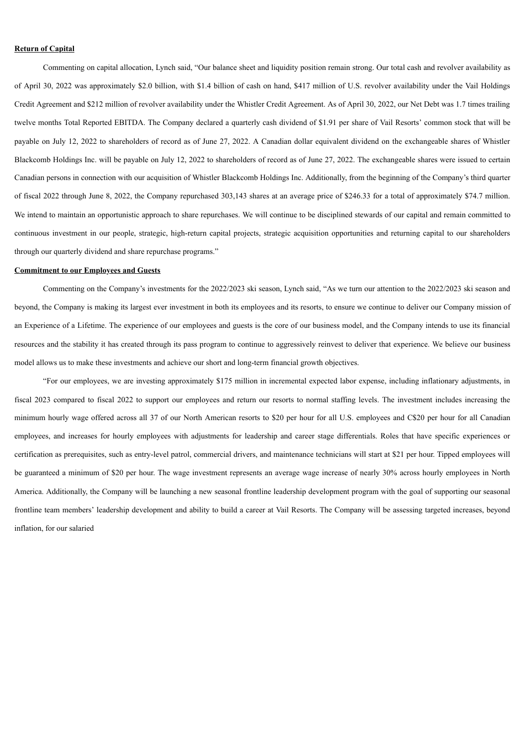**Return of Capital**

Commenting on capital allocation, Lynch said, "Our balance sheet and liquidity position remain strong. Our total cash and revolver availability as of April 30, 2022 was approximately $2.0 billion, with $1.4 billion of cash on hand, $417 million of U.S. revolver availability under the Vail Holdings Credit Agreement and $212 million of revolver availability under the Whistler Credit Agreement. As of April 30, 2022, our Net Debt was 1.7 times trailing twelve months Total Reported EBITDA. The Company declared a quarterly cash dividend of $1.91 per share of Vail Resorts' common stock that will be payable on July 12, 2022 to shareholders of record as of June 27, 2022. A Canadian dollar equivalent dividend on the exchangeable shares of Whistler Blackcomb Holdings Inc. will be payable on July 12, 2022 to shareholders of record as of June 27, 2022. The exchangeable shares were issued to certain Canadian persons in connection with our acquisition of Whistler Blackcomb Holdings Inc. Additionally, from the beginning of the Company's third quarter of fiscal 2022 through June 8, 2022, the Company repurchased 303,143 shares at an average price of $246.33 for a total of approximately $74.7 million. We intend to maintain an opportunistic approach to share repurchases. We will continue to be disciplined stewards of our capital and remain committed to continuous investment in our people, strategic, high-return capital projects, strategic acquisition opportunities and returning capital to our shareholders through our quarterly dividend and share repurchase programs."

**Commitment to our Employees and Guests**

Commenting on the Company's investments for the 2022/2023 ski season, Lynch said, "As we turn our attention to the 2022/2023 ski season and beyond, the Company is making its largest ever investment in both its employees and its resorts, to ensure we continue to deliver our Company mission of an Experience of a Lifetime. The experience of our employees and guests is the core of our business model, and the Company intends to use its financial resources and the stability it has created through its pass program to continue to aggressively reinvest to deliver that experience. We believe our business model allows us to make these investments and achieve our short and long-term financial growth objectives.

"For our employees, we are investing approximately $175 million in incremental expected labor expense, including inflationary adjustments, in fiscal 2023 compared to fiscal 2022 to support our employees and return our resorts to normal staffing levels. The investment includes increasing the minimum hourly wage offered across all 37 of our North American resorts to $20 per hour for all U.S. employees and C$20 per hour for all Canadian employees, and increases for hourly employees with adjustments for leadership and career stage differentials. Roles that have specific experiences or certification as prerequisites, such as entry-level patrol, commercial drivers, and maintenance technicians will start at $21 per hour. Tipped employees will be guaranteed a minimum of $20 per hour. The wage investment represents an average wage increase of nearly 30% across hourly employees in North America. Additionally, the Company will be launching a new seasonal frontline leadership development program with the goal of supporting our seasonal frontline team members' leadership development and ability to build a career at Vail Resorts. The Company will be assessing targeted increases, beyond inflation, for our salaried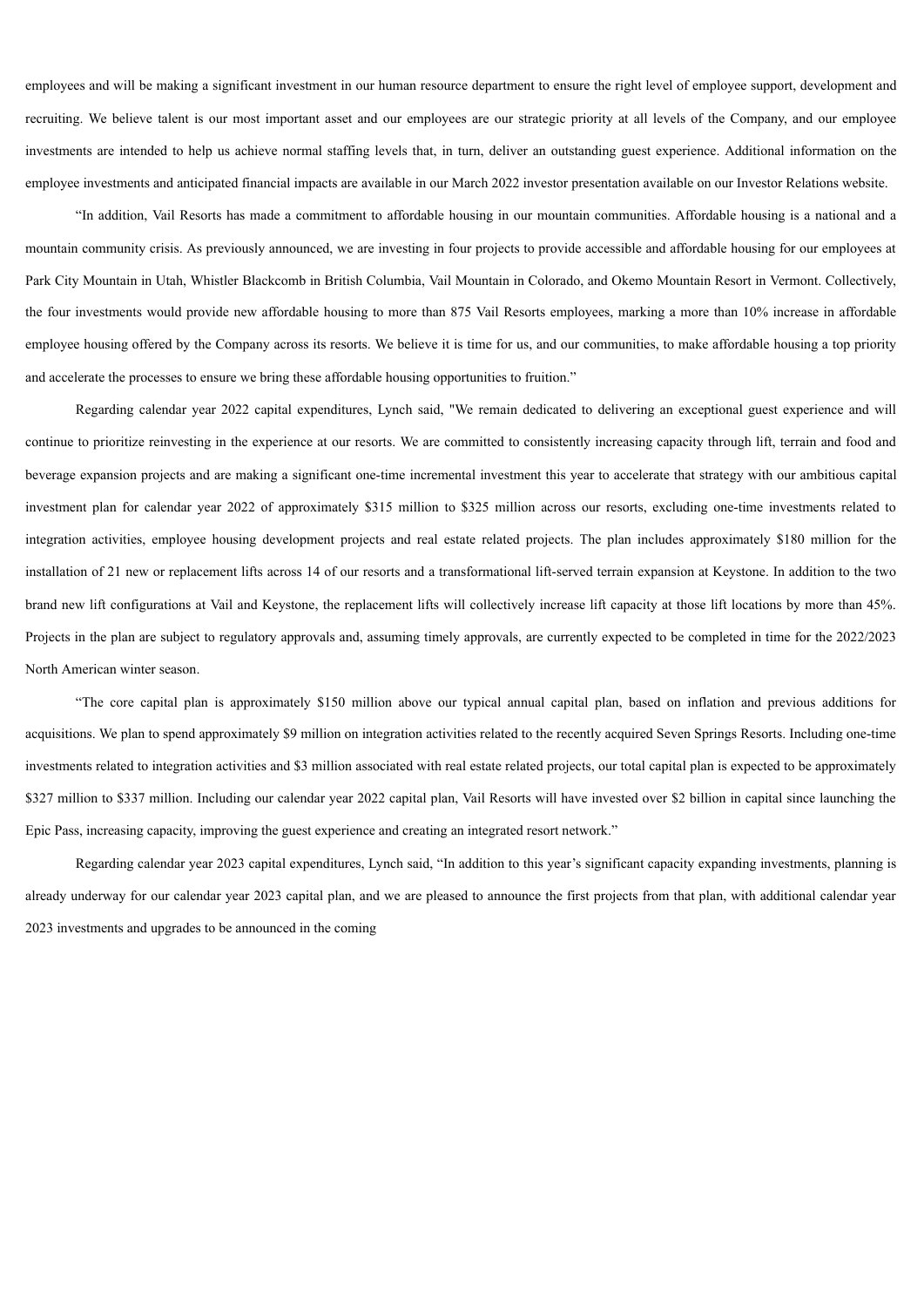employees and will be making a significant investment in our human resource department to ensure the right level of employee support, development and recruiting. We believe talent is our most important asset and our employees are our strategic priority at all levels of the Company, and our employee investments are intended to help us achieve normal staffing levels that, in turn, deliver an outstanding guest experience. Additional information on the employee investments and anticipated financial impacts are available in our March 2022 investor presentation available on our Investor Relations website.

"In addition, Vail Resorts has made a commitment to affordable housing in our mountain communities. Affordable housing is a national and a mountain community crisis. As previously announced, we are investing in four projects to provide accessible and affordable housing for our employees at Park City Mountain in Utah, Whistler Blackcomb in British Columbia, Vail Mountain in Colorado, and Okemo Mountain Resort in Vermont. Collectively, the four investments would provide new affordable housing to more than 875 Vail Resorts employees, marking a more than 10% increase in affordable employee housing offered by the Company across its resorts. We believe it is time for us, and our communities, to make affordable housing a top priority and accelerate the processes to ensure we bring these affordable housing opportunities to fruition."

Regarding calendar year 2022 capital expenditures, Lynch said, "We remain dedicated to delivering an exceptional guest experience and will continue to prioritize reinvesting in the experience at our resorts. We are committed to consistently increasing capacity through lift, terrain and food and beverage expansion projects and are making a significant one-time incremental investment this year to accelerate that strategy with our ambitious capital investment plan for calendar year 2022 of approximately $315 million to $325 million across our resorts, excluding one-time investments related to integration activities, employee housing development projects and real estate related projects. The plan includes approximately $180 million for the installation of 21 new or replacement lifts across 14 of our resorts and a transformational lift-served terrain expansion at Keystone. In addition to the two brand new lift configurations at Vail and Keystone, the replacement lifts will collectively increase lift capacity at those lift locations by more than 45%. Projects in the plan are subject to regulatory approvals and, assuming timely approvals, are currently expected to be completed in time for the 2022/2023 North American winter season.

"The core capital plan is approximately $150 million above our typical annual capital plan, based on inflation and previous additions for acquisitions. We plan to spend approximately $9 million on integration activities related to the recently acquired Seven Springs Resorts. Including one-time investments related to integration activities and $3 million associated with real estate related projects, our total capital plan is expected to be approximately $327 million to $337 million. Including our calendar year 2022 capital plan, Vail Resorts will have invested over $2 billion in capital since launching the Epic Pass, increasing capacity, improving the guest experience and creating an integrated resort network."

Regarding calendar year 2023 capital expenditures, Lynch said, "In addition to this year's significant capacity expanding investments, planning is already underway for our calendar year 2023 capital plan, and we are pleased to announce the first projects from that plan, with additional calendar year 2023 investments and upgrades to be announced in the coming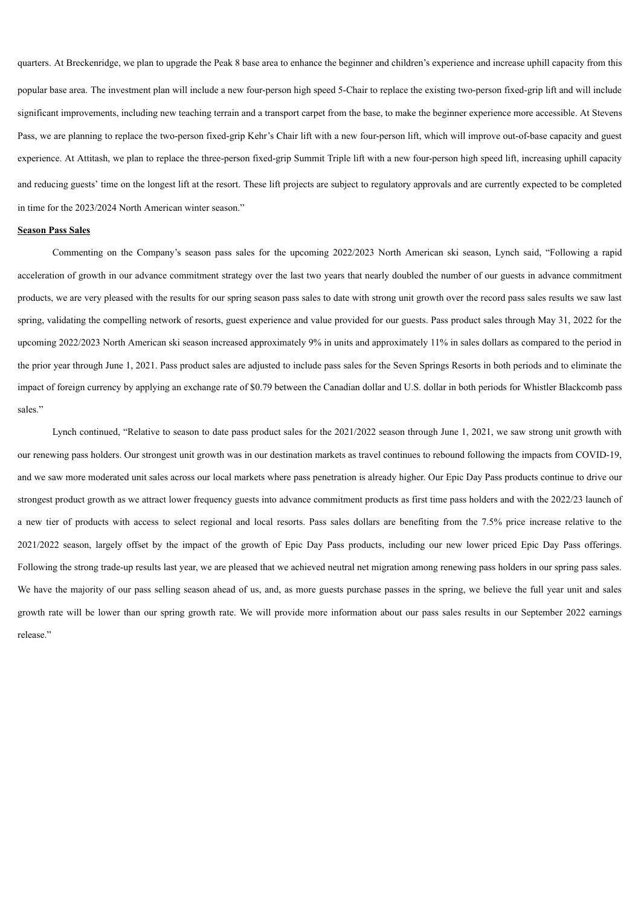quarters. At Breckenridge, we plan to upgrade the Peak 8 base area to enhance the beginner and children's experience and increase uphill capacity from this popular base area. The investment plan will include a new four-person high speed 5-Chair to replace the existing two-person fixed-grip lift and will include significant improvements, including new teaching terrain and a transport carpet from the base, to make the beginner experience more accessible. At Stevens Pass, we are planning to replace the two-person fixed-grip Kehr's Chair lift with a new four-person lift, which will improve out-of-base capacity and guest experience. At Attitash, we plan to replace the three-person fixed-grip Summit Triple lift with a new four-person high speed lift, increasing uphill capacity and reducing guests' time on the longest lift at the resort. These lift projects are subject to regulatory approvals and are currently expected to be completed in time for the 2023/2024 North American winter season."

**Season Pass Sales**

Commenting on the Company's season pass sales for the upcoming 2022/2023 North American ski season, Lynch said, "Following a rapid acceleration of growth in our advance commitment strategy over the last two years that nearly doubled the number of our guests in advance commitment products, we are very pleased with the results for our spring season pass sales to date with strong unit growth over the record pass sales results we saw last spring, validating the compelling network of resorts, guest experience and value provided for our guests. Pass product sales through May 31, 2022 for the upcoming 2022/2023 North American ski season increased approximately 9% in units and approximately 11% in sales dollars as compared to the period in the prior year through June 1, 2021. Pass product sales are adjusted to include pass sales for the Seven Springs Resorts in both periods and to eliminate the impact of foreign currency by applying an exchange rate of $0.79 between the Canadian dollar and U.S. dollar in both periods for Whistler Blackcomb pass sales."

Lynch continued, "Relative to season to date pass product sales for the 2021/2022 season through June 1, 2021, we saw strong unit growth with our renewing pass holders. Our strongest unit growth was in our destination markets as travel continues to rebound following the impacts from COVID-19, and we saw more moderated unit sales across our local markets where pass penetration is already higher. Our Epic Day Pass products continue to drive our strongest product growth as we attract lower frequency guests into advance commitment products as first time pass holders and with the 2022/23 launch of a new tier of products with access to select regional and local resorts. Pass sales dollars are benefiting from the 7.5% price increase relative to the 2021/2022 season, largely offset by the impact of the growth of Epic Day Pass products, including our new lower priced Epic Day Pass offerings. Following the strong trade-up results last year, we are pleased that we achieved neutral net migration among renewing pass holders in our spring pass sales. We have the majority of our pass selling season ahead of us, and, as more guests purchase passes in the spring, we believe the full year unit and sales growth rate will be lower than our spring growth rate. We will provide more information about our pass sales results in our September 2022 earnings release."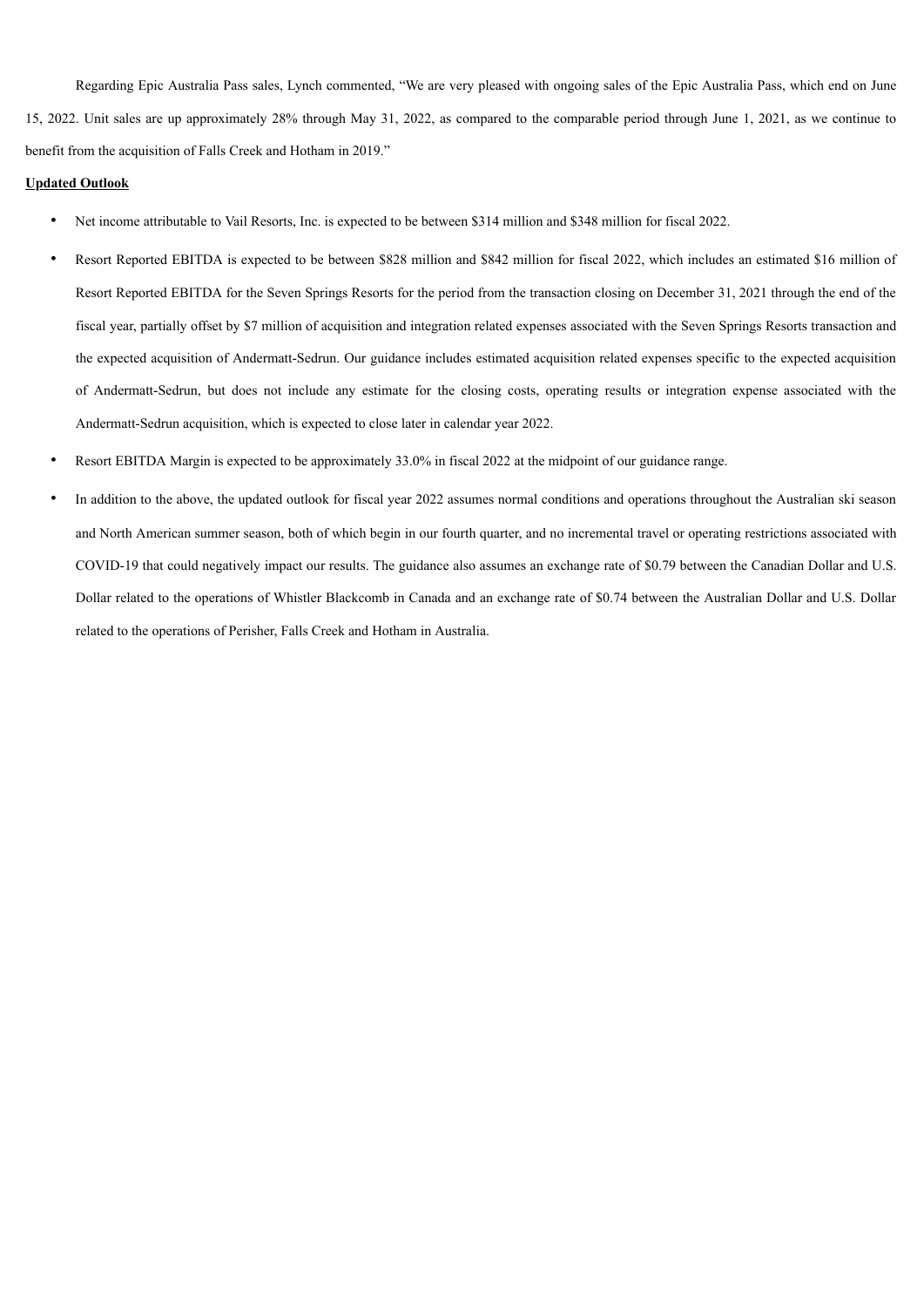Regarding Epic Australia Pass sales, Lynch commented, “We are very pleased with ongoing sales of the Epic Australia Pass, which end on June 15, 2022. Unit sales are up approximately 28% through May 31, 2022, as compared to the comparable period through June 1, 2021, as we continue to benefit from the acquisition of Falls Creek and Hotham in 2019.”

**Updated Outlook**

- Net income attributable to Vail Resorts, Inc. is expected to be between $314 million and $348 million for fiscal 2022.
- Resort Reported EBITDA is expected to be between $828 million and $842 million for fiscal 2022, which includes an estimated $16 million of Resort Reported EBITDA for the Seven Springs Resorts for the period from the transaction closing on December 31, 2021 through the end of the fiscal year, partially offset by $7 million of acquisition and integration related expenses associated with the Seven Springs Resorts transaction and the expected acquisition of Andermatt-Sedrun. Our guidance includes estimated acquisition related expenses specific to the expected acquisition of Andermatt-Sedrun, but does not include any estimate for the closing costs, operating results or integration expense associated with the Andermatt-Sedrun acquisition, which is expected to close later in calendar year 2022.
- Resort EBITDA Margin is expected to be approximately 33.0% in fiscal 2022 at the midpoint of our guidance range.
- In addition to the above, the updated outlook for fiscal year 2022 assumes normal conditions and operations throughout the Australian ski season and North American summer season, both of which begin in our fourth quarter, and no incremental travel or operating restrictions associated with COVID-19 that could negatively impact our results. The guidance also assumes an exchange rate of $0.79 between the Canadian Dollar and U.S. Dollar related to the operations of Whistler Blackcomb in Canada and an exchange rate of $0.74 between the Australian Dollar and U.S. Dollar related to the operations of Perisher, Falls Creek and Hotham in Australia.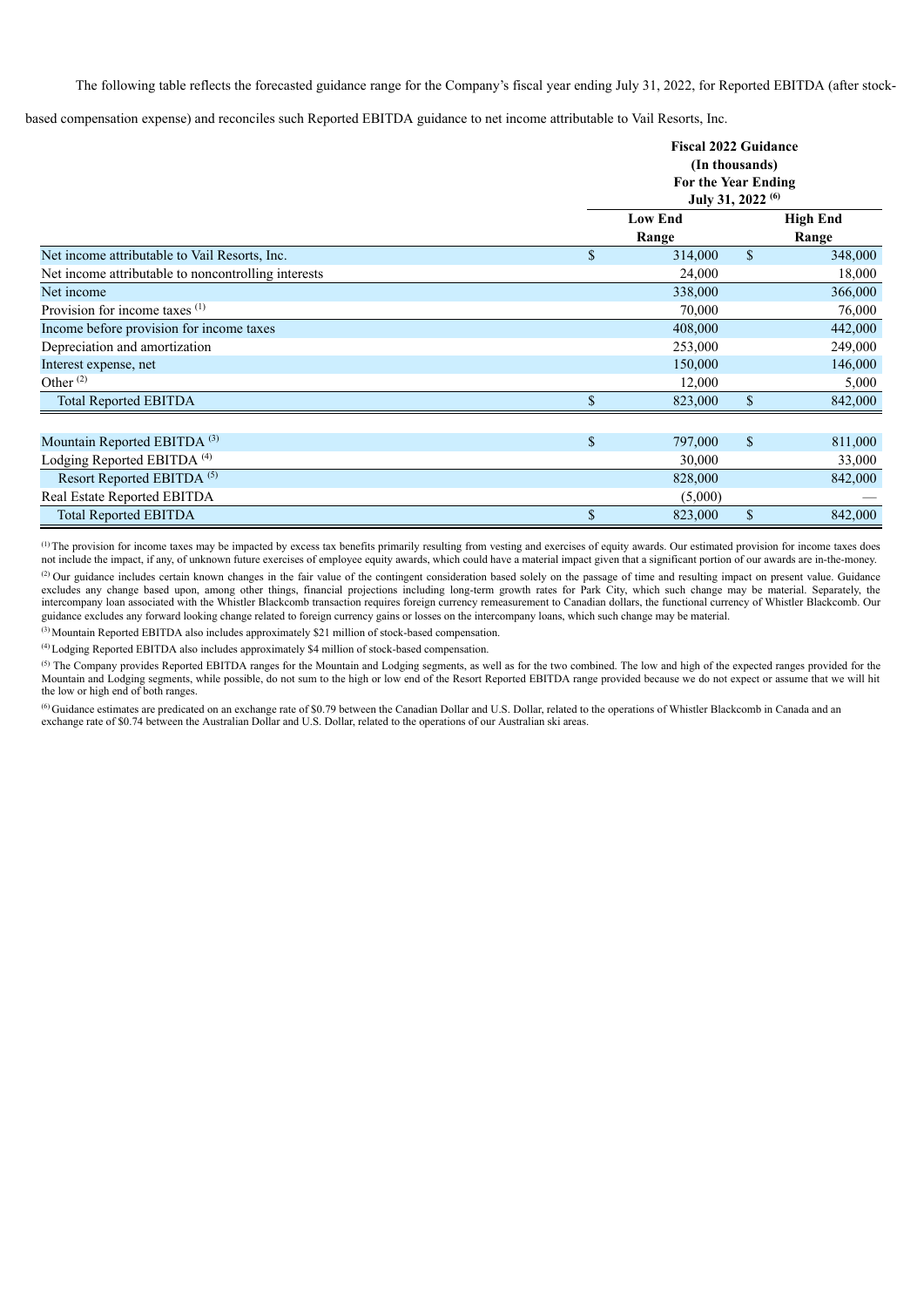The following table reflects the forecasted guidance range for the Company's fiscal year ending July 31, 2022, for Reported EBITDA (after stock-based compensation expense) and reconciles such Reported EBITDA guidance to net income attributable to Vail Resorts, Inc.

| | Fiscal 2022 Guidance (In thousands) For the Year Ending July 31, 2022 [(6)] | |
|---|---|---|
| | Low End Range | High End Range |
| Net income attributable to Vail Resorts, Inc. | $ 314,000 | $ 348,000 |
| Net income attributable to noncontrolling interests | 24,000 | 18,000 |
| Net income | 338,000 | 366,000 |
| Provision for income taxes [(1)] | 70,000 | 76,000 |
| Income before provision for income taxes | 408,000 | 442,000 |
| Depreciation and amortization | 253,000 | 249,000 |
| Interest expense, net | 150,000 | 146,000 |
| Other [(2)] | 12,000 | 5,000 |
| Total Reported EBITDA | $ 823,000 | $ 842,000 |
| | | |
| Mountain Reported EBITDA [(3)] | $ 797,000 | $ 811,000 |
| Lodging Reported EBITDA [(4)] | 30,000 | 33,000 |
| Resort Reported EBITDA [(5)] | 828,000 | 842,000 |
| Real Estate Reported EBITDA | (5,000) | — |
| Total Reported EBITDA | $ 823,000 | $ 842,000 |

[(1)] The provision for income taxes may be impacted by excess tax benefits primarily resulting from vesting and exercises of equity awards. Our estimated provision for income taxes does not include the impact, if any, of unknown future exercises of employee equity awards, which could have a material impact given that a significant portion of our awards are in-the-money.

[(2)] Our guidance includes certain known changes in the fair value of the contingent consideration based solely on the passage of time and resulting impact on present value. Guidance excludes any change based upon, among other things, financial projections including long-term growth rates for Park City, which such change may be material. Separately, the intercompany loan associated with the Whistler Blackcomb transaction requires foreign currency remeasurement to Canadian dollars, the functional currency of Whistler Blackcomb. Our guidance excludes any forward looking change related to foreign currency gains or losses on the intercompany loans, which such change may be material.

[(3)] Mountain Reported EBITDA also includes approximately $21 million of stock-based compensation.

[(4)] Lodging Reported EBITDA also includes approximately $4 million of stock-based compensation.

[(5)] The Company provides Reported EBITDA ranges for the Mountain and Lodging segments, as well as for the two combined. The low and high of the expected ranges provided for the Mountain and Lodging segments, while possible, do not sum to the high or low end of the Resort Reported EBITDA range provided because we do not expect or assume that we will hit the low or high end of both ranges.

[(6)] Guidance estimates are predicated on an exchange rate of $0.79 between the Canadian Dollar and U.S. Dollar, related to the operations of Whistler Blackcomb in Canada and an exchange rate of $0.74 between the Australian Dollar and U.S. Dollar, related to the operations of our Australian ski areas.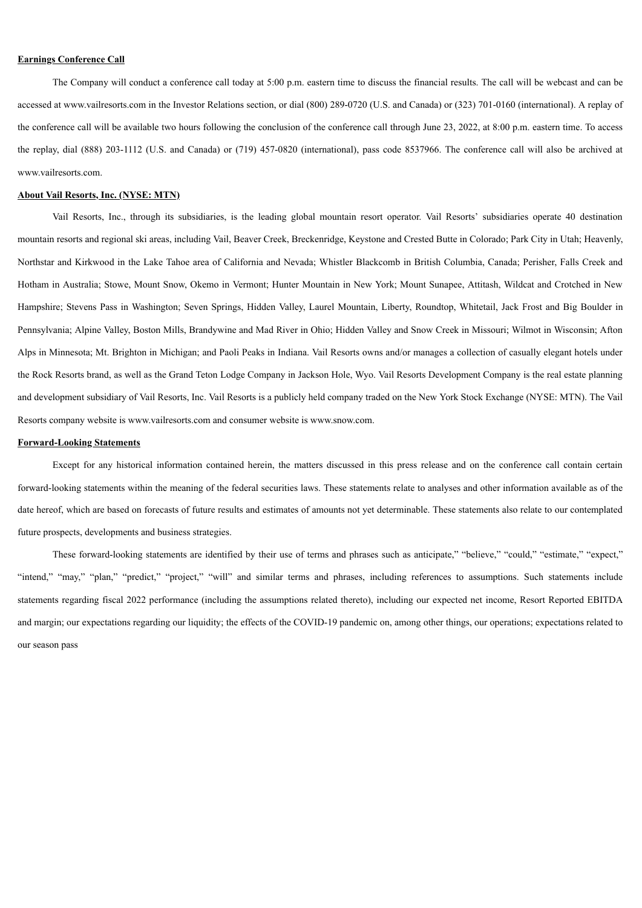**Earnings Conference Call**

The Company will conduct a conference call today at 5:00 p.m. eastern time to discuss the financial results. The call will be webcast and can be accessed at www.vailresorts.com in the Investor Relations section, or dial (800) 289-0720 (U.S. and Canada) or (323) 701-0160 (international). A replay of the conference call will be available two hours following the conclusion of the conference call through June 23, 2022, at 8:00 p.m. eastern time. To access the replay, dial (888) 203-1112 (U.S. and Canada) or (719) 457-0820 (international), pass code 8537966. The conference call will also be archived at www.vailresorts.com.

**About Vail Resorts, Inc. (NYSE: MTN)**

Vail Resorts, Inc., through its subsidiaries, is the leading global mountain resort operator. Vail Resorts' subsidiaries operate 40 destination mountain resorts and regional ski areas, including Vail, Beaver Creek, Breckenridge, Keystone and Crested Butte in Colorado; Park City in Utah; Heavenly, Northstar and Kirkwood in the Lake Tahoe area of California and Nevada; Whistler Blackcomb in British Columbia, Canada; Perisher, Falls Creek and Hotham in Australia; Stowe, Mount Snow, Okemo in Vermont; Hunter Mountain in New York; Mount Sunapee, Attitash, Wildcat and Crotched in New Hampshire; Stevens Pass in Washington; Seven Springs, Hidden Valley, Laurel Mountain, Liberty, Roundtop, Whitetail, Jack Frost and Big Boulder in Pennsylvania; Alpine Valley, Boston Mills, Brandywine and Mad River in Ohio; Hidden Valley and Snow Creek in Missouri; Wilmot in Wisconsin; Afton Alps in Minnesota; Mt. Brighton in Michigan; and Paoli Peaks in Indiana. Vail Resorts owns and/or manages a collection of casually elegant hotels under the Rock Resorts brand, as well as the Grand Teton Lodge Company in Jackson Hole, Wyo. Vail Resorts Development Company is the real estate planning and development subsidiary of Vail Resorts, Inc. Vail Resorts is a publicly held company traded on the New York Stock Exchange (NYSE: MTN). The Vail Resorts company website is www.vailresorts.com and consumer website is www.snow.com.

**Forward-Looking Statements**

Except for any historical information contained herein, the matters discussed in this press release and on the conference call contain certain forward-looking statements within the meaning of the federal securities laws. These statements relate to analyses and other information available as of the date hereof, which are based on forecasts of future results and estimates of amounts not yet determinable. These statements also relate to our contemplated future prospects, developments and business strategies.

These forward-looking statements are identified by their use of terms and phrases such as anticipate," "believe," "could," "estimate," "expect," "intend," "may," "plan," "predict," "project," "will" and similar terms and phrases, including references to assumptions. Such statements include statements regarding fiscal 2022 performance (including the assumptions related thereto), including our expected net income, Resort Reported EBITDA and margin; our expectations regarding our liquidity; the effects of the COVID-19 pandemic on, among other things, our operations; expectations related to our season pass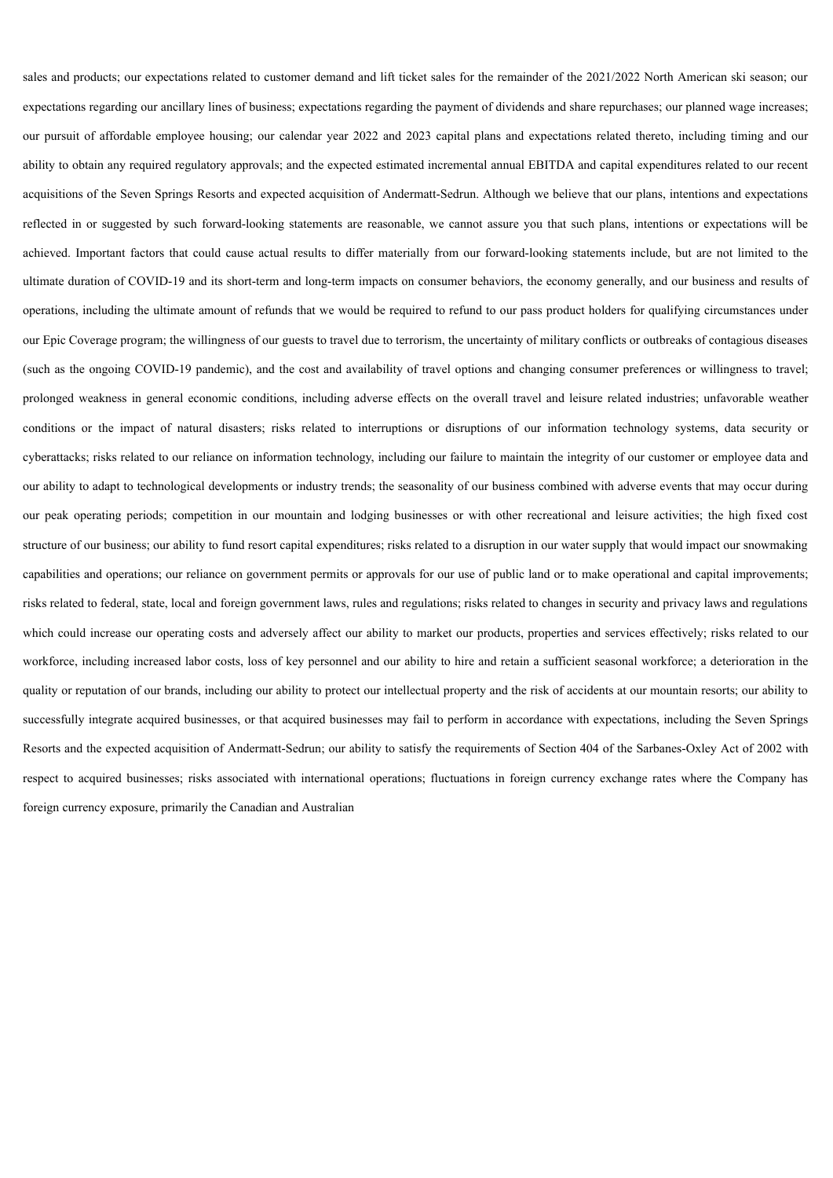sales and products; our expectations related to customer demand and lift ticket sales for the remainder of the 2021/2022 North American ski season; our expectations regarding our ancillary lines of business; expectations regarding the payment of dividends and share repurchases; our planned wage increases; our pursuit of affordable employee housing; our calendar year 2022 and 2023 capital plans and expectations related thereto, including timing and our ability to obtain any required regulatory approvals; and the expected estimated incremental annual EBITDA and capital expenditures related to our recent acquisitions of the Seven Springs Resorts and expected acquisition of Andermatt-Sedrun. Although we believe that our plans, intentions and expectations reflected in or suggested by such forward-looking statements are reasonable, we cannot assure you that such plans, intentions or expectations will be achieved. Important factors that could cause actual results to differ materially from our forward-looking statements include, but are not limited to the ultimate duration of COVID-19 and its short-term and long-term impacts on consumer behaviors, the economy generally, and our business and results of operations, including the ultimate amount of refunds that we would be required to refund to our pass product holders for qualifying circumstances under our Epic Coverage program; the willingness of our guests to travel due to terrorism, the uncertainty of military conflicts or outbreaks of contagious diseases (such as the ongoing COVID-19 pandemic), and the cost and availability of travel options and changing consumer preferences or willingness to travel; prolonged weakness in general economic conditions, including adverse effects on the overall travel and leisure related industries; unfavorable weather conditions or the impact of natural disasters; risks related to interruptions or disruptions of our information technology systems, data security or cyberattacks; risks related to our reliance on information technology, including our failure to maintain the integrity of our customer or employee data and our ability to adapt to technological developments or industry trends; the seasonality of our business combined with adverse events that may occur during our peak operating periods; competition in our mountain and lodging businesses or with other recreational and leisure activities; the high fixed cost structure of our business; our ability to fund resort capital expenditures; risks related to a disruption in our water supply that would impact our snowmaking capabilities and operations; our reliance on government permits or approvals for our use of public land or to make operational and capital improvements; risks related to federal, state, local and foreign government laws, rules and regulations; risks related to changes in security and privacy laws and regulations which could increase our operating costs and adversely affect our ability to market our products, properties and services effectively; risks related to our workforce, including increased labor costs, loss of key personnel and our ability to hire and retain a sufficient seasonal workforce; a deterioration in the quality or reputation of our brands, including our ability to protect our intellectual property and the risk of accidents at our mountain resorts; our ability to successfully integrate acquired businesses, or that acquired businesses may fail to perform in accordance with expectations, including the Seven Springs Resorts and the expected acquisition of Andermatt-Sedrun; our ability to satisfy the requirements of Section 404 of the Sarbanes-Oxley Act of 2002 with respect to acquired businesses; risks associated with international operations; fluctuations in foreign currency exchange rates where the Company has foreign currency exposure, primarily the Canadian and Australian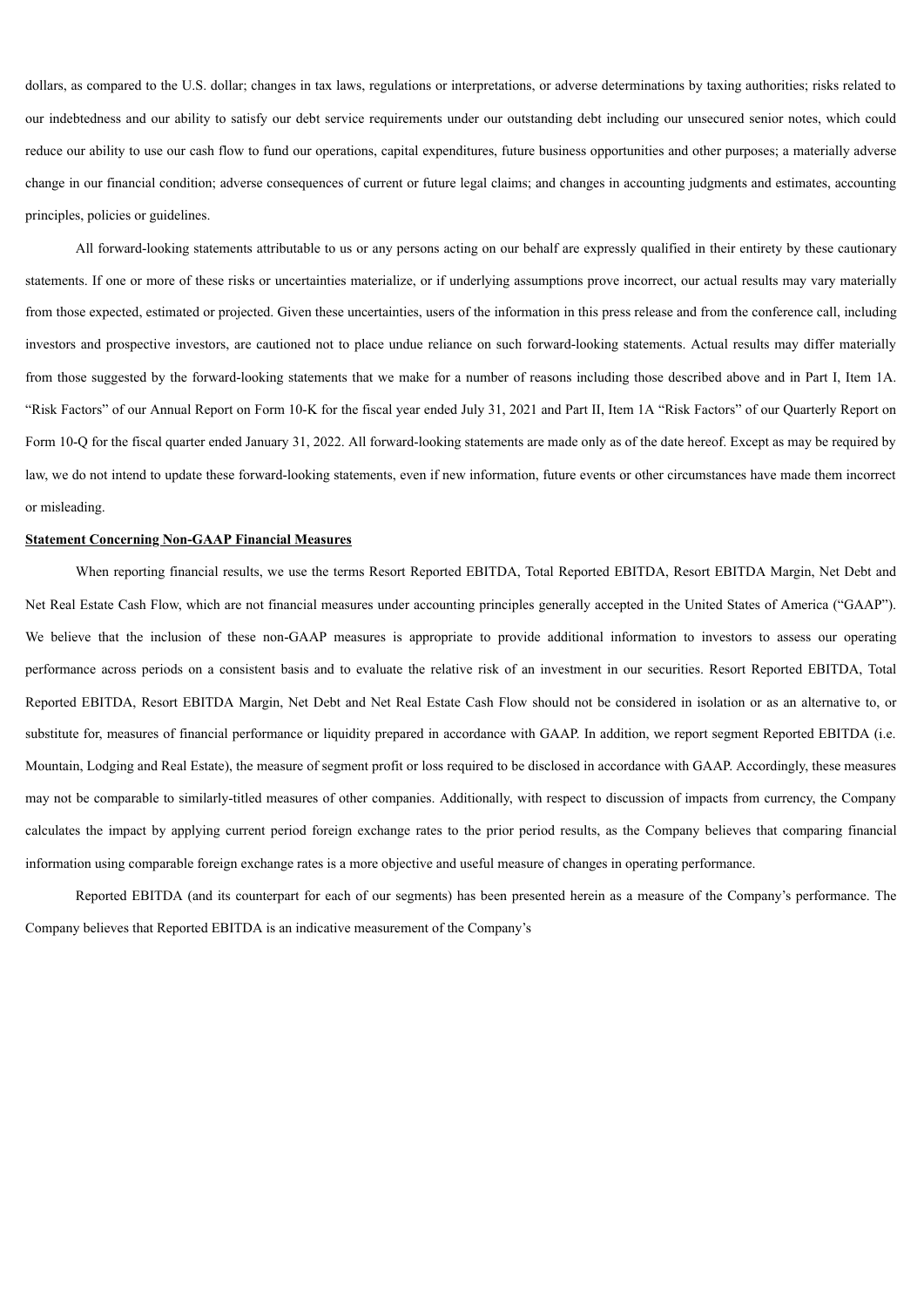dollars, as compared to the U.S. dollar; changes in tax laws, regulations or interpretations, or adverse determinations by taxing authorities; risks related to our indebtedness and our ability to satisfy our debt service requirements under our outstanding debt including our unsecured senior notes, which could reduce our ability to use our cash flow to fund our operations, capital expenditures, future business opportunities and other purposes; a materially adverse change in our financial condition; adverse consequences of current or future legal claims; and changes in accounting judgments and estimates, accounting principles, policies or guidelines.

All forward-looking statements attributable to us or any persons acting on our behalf are expressly qualified in their entirety by these cautionary statements. If one or more of these risks or uncertainties materialize, or if underlying assumptions prove incorrect, our actual results may vary materially from those expected, estimated or projected. Given these uncertainties, users of the information in this press release and from the conference call, including investors and prospective investors, are cautioned not to place undue reliance on such forward-looking statements. Actual results may differ materially from those suggested by the forward-looking statements that we make for a number of reasons including those described above and in Part I, Item 1A. "Risk Factors" of our Annual Report on Form 10-K for the fiscal year ended July 31, 2021 and Part II, Item 1A "Risk Factors" of our Quarterly Report on Form 10-Q for the fiscal quarter ended January 31, 2022. All forward-looking statements are made only as of the date hereof. Except as may be required by law, we do not intend to update these forward-looking statements, even if new information, future events or other circumstances have made them incorrect or misleading.

**Statement Concerning Non-GAAP Financial Measures**

When reporting financial results, we use the terms Resort Reported EBITDA, Total Reported EBITDA, Resort EBITDA Margin, Net Debt and Net Real Estate Cash Flow, which are not financial measures under accounting principles generally accepted in the United States of America ("GAAP"). We believe that the inclusion of these non-GAAP measures is appropriate to provide additional information to investors to assess our operating performance across periods on a consistent basis and to evaluate the relative risk of an investment in our securities. Resort Reported EBITDA, Total Reported EBITDA, Resort EBITDA Margin, Net Debt and Net Real Estate Cash Flow should not be considered in isolation or as an alternative to, or substitute for, measures of financial performance or liquidity prepared in accordance with GAAP. In addition, we report segment Reported EBITDA (i.e. Mountain, Lodging and Real Estate), the measure of segment profit or loss required to be disclosed in accordance with GAAP. Accordingly, these measures may not be comparable to similarly-titled measures of other companies. Additionally, with respect to discussion of impacts from currency, the Company calculates the impact by applying current period foreign exchange rates to the prior period results, as the Company believes that comparing financial information using comparable foreign exchange rates is a more objective and useful measure of changes in operating performance.

Reported EBITDA (and its counterpart for each of our segments) has been presented herein as a measure of the Company's performance. The Company believes that Reported EBITDA is an indicative measurement of the Company's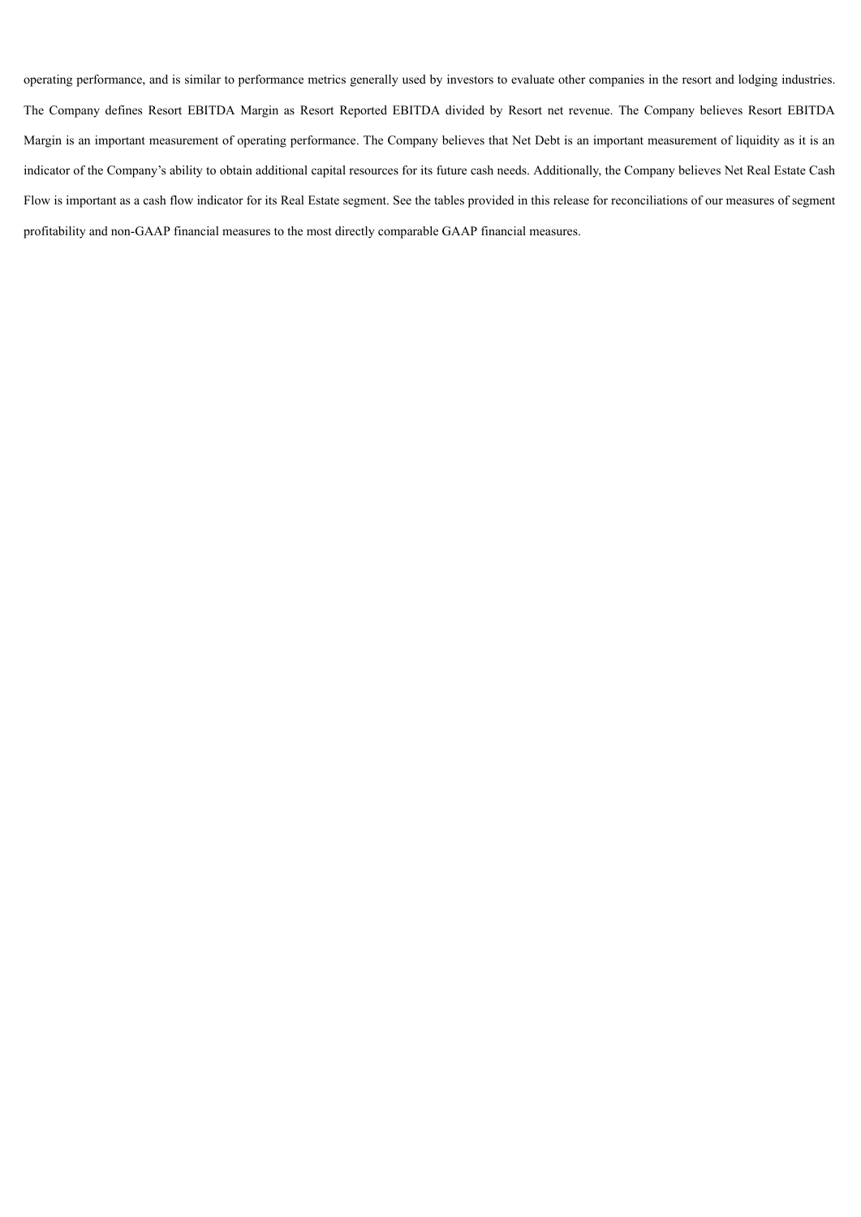operating performance, and is similar to performance metrics generally used by investors to evaluate other companies in the resort and lodging industries. The Company defines Resort EBITDA Margin as Resort Reported EBITDA divided by Resort net revenue. The Company believes Resort EBITDA Margin is an important measurement of operating performance. The Company believes that Net Debt is an important measurement of liquidity as it is an indicator of the Company's ability to obtain additional capital resources for its future cash needs. Additionally, the Company believes Net Real Estate Cash Flow is important as a cash flow indicator for its Real Estate segment. See the tables provided in this release for reconciliations of our measures of segment profitability and non-GAAP financial measures to the most directly comparable GAAP financial measures.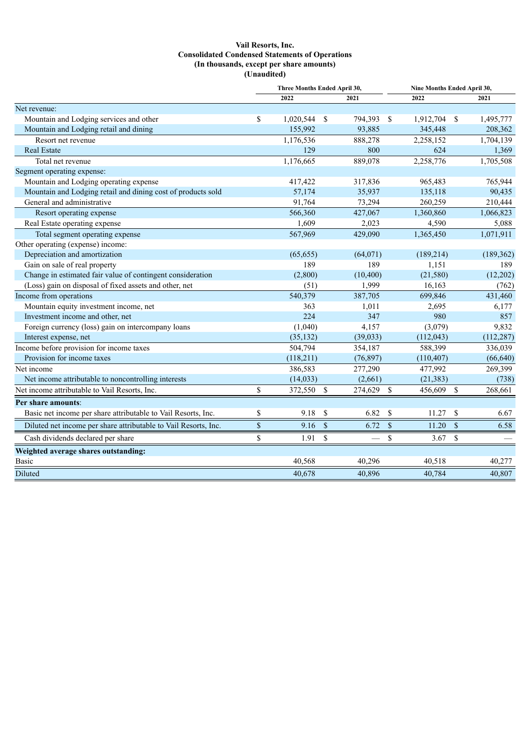**Vail Resorts, Inc.**
**Consolidated Condensed Statements of Operations**
**(In thousands, except per share amounts)**
**(Unaudited)**

| | Three Months Ended April 30, | | Nine Months Ended April 30, | |
|---|---|---|---|---|
| | 2022 | 2021 | 2022 | 2021 |
| Net revenue: | | | | |
| Mountain and Lodging services and other | $ 1,020,544 | $ 794,393 | $ 1,912,704 | $ 1,495,777 |
| Mountain and Lodging retail and dining | 155,992 | 93,885 | 345,448 | 208,362 |
| Resort net revenue | 1,176,536 | 888,278 | 2,258,152 | 1,704,139 |
| Real Estate | 129 | 800 | 624 | 1,369 |
| Total net revenue | 1,176,665 | 889,078 | 2,258,776 | 1,705,508 |
| Segment operating expense: | | | | |
| Mountain and Lodging operating expense | 417,422 | 317,836 | 965,483 | 765,944 |
| Mountain and Lodging retail and dining cost of products sold | 57,174 | 35,937 | 135,118 | 90,435 |
| General and administrative | 91,764 | 73,294 | 260,259 | 210,444 |
| Resort operating expense | 566,360 | 427,067 | 1,360,860 | 1,066,823 |
| Real Estate operating expense | 1,609 | 2,023 | 4,590 | 5,088 |
| Total segment operating expense | 567,969 | 429,090 | 1,365,450 | 1,071,911 |
| Other operating (expense) income: | | | | |
| Depreciation and amortization | (65,655) | (64,071) | (189,214) | (189,362) |
| Gain on sale of real property | 189 | 189 | 1,151 | 189 |
| Change in estimated fair value of contingent consideration | (2,800) | (10,400) | (21,580) | (12,202) |
| (Loss) gain on disposal of fixed assets and other, net | (51) | 1,999 | 16,163 | (762) |
| Income from operations | 540,379 | 387,705 | 699,846 | 431,460 |
| Mountain equity investment income, net | 363 | 1,011 | 2,695 | 6,177 |
| Investment income and other, net | 224 | 347 | 980 | 857 |
| Foreign currency (loss) gain on intercompany loans | (1,040) | 4,157 | (3,079) | 9,832 |
| Interest expense, net | (35,132) | (39,033) | (112,043) | (112,287) |
| Income before provision for income taxes | 504,794 | 354,187 | 588,399 | 336,039 |
| Provision for income taxes | (118,211) | (76,897) | (110,407) | (66,640) |
| Net income | 386,583 | 277,290 | 477,992 | 269,399 |
| Net income attributable to noncontrolling interests | (14,033) | (2,661) | (21,383) | (738) |
| Net income attributable to Vail Resorts, Inc. | $ 372,550 | $ 274,629 | $ 456,609 | $ 268,661 |
| **Per share amounts**: | | | | |
| Basic net income per share attributable to Vail Resorts, Inc. | $ 9.18 | $ 6.82 | $ 11.27 | $ 6.67 |
| Diluted net income per share attributable to Vail Resorts, Inc. | $ 9.16 | $ 6.72 | $ 11.20 | $ 6.58 |
| Cash dividends declared per share | $ 1.91 | $ — | $ 3.67 | $ — |
| **Weighted average shares outstanding:** | | | | |
| Basic | 40,568 | 40,296 | 40,518 | 40,277 |
| Diluted | 40,678 | 40,896 | 40,784 | 40,807 |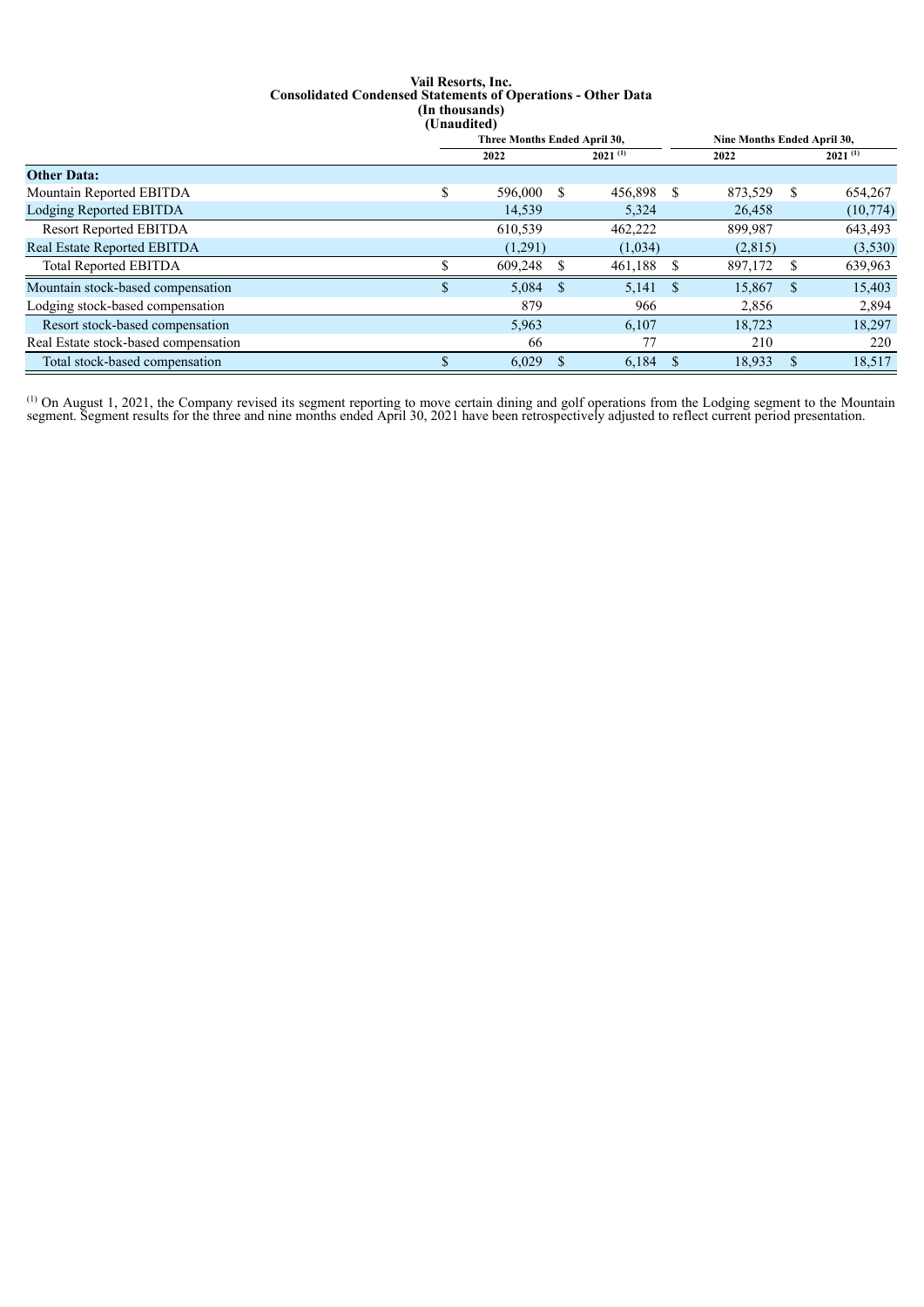**Vail Resorts, Inc.**
**Consolidated Condensed Statements of Operations - Other Data**
**(In thousands)**
**(Unaudited)**

| | Three Months Ended April 30, | | Nine Months Ended April 30, | |
|---|---|---|---|---|
| | 2022 | 2021 [(1)] | 2022 | 2021 [(1)] |
| **Other Data:** | | | | |
| Mountain Reported EBITDA | $ 596,000 | $ 456,898 | $ 873,529 | $ 654,267 |
| Lodging Reported EBITDA | 14,539 | 5,324 | 26,458 | (10,774) |
| Resort Reported EBITDA | 610,539 | 462,222 | 899,987 | 643,493 |
| Real Estate Reported EBITDA | (1,291) | (1,034) | (2,815) | (3,530) |
| Total Reported EBITDA | $ 609,248 | $ 461,188 | $ 897,172 | $ 639,963 |
| Mountain stock-based compensation | $ 5,084 | $ 5,141 | $ 15,867 | $ 15,403 |
| Lodging stock-based compensation | 879 | 966 | 2,856 | 2,894 |
| Resort stock-based compensation | 5,963 | 6,107 | 18,723 | 18,297 |
| Real Estate stock-based compensation | 66 | 77 | 210 | 220 |
| Total stock-based compensation | $ 6,029 | $ 6,184 | $ 18,933 | $ 18,517 |

(1) On August 1, 2021, the Company revised its segment reporting to move certain dining and golf operations from the Lodging segment to the Mountain segment. Segment results for the three and nine months ended April 30, 2021 have been retrospectively adjusted to reflect current period presentation.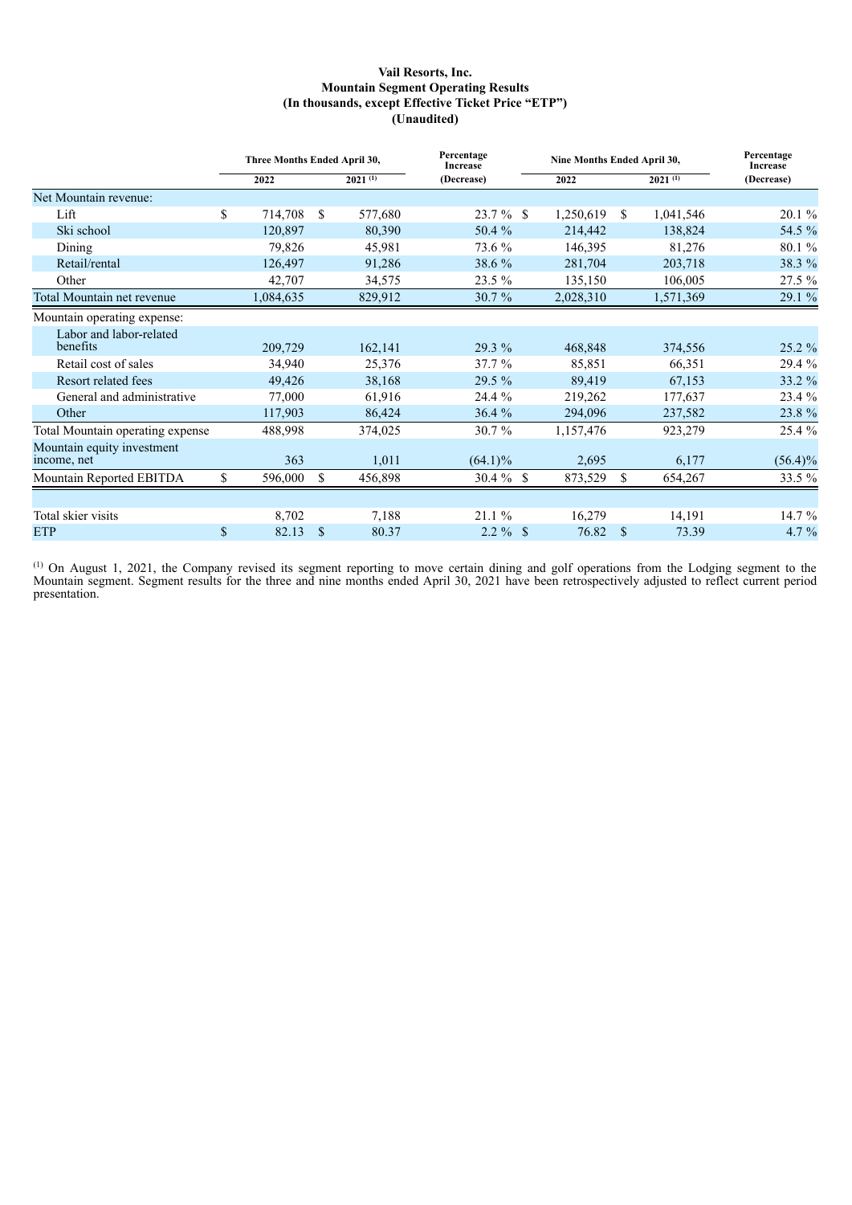**Vail Resorts, Inc.**
**Mountain Segment Operating Results**
**(In thousands, except Effective Ticket Price "ETP")**
**(Unaudited)**

| | Three Months Ended April 30, | | Percentage Increase (Decrease) | Nine Months Ended April 30, | | Percentage Increase (Decrease) |
|---|---|---|---|---|---|---|
| | 2022 | 2021 [1] | | 2022 | 2021 [1] | |
| Net Mountain revenue: | | | | | | |
| Lift | $ 714,708 | $ 577,680 | 23.7 % | $ 1,250,619 | $ 1,041,546 | 20.1 % |
| Ski school | 120,897 | 80,390 | 50.4 % | 214,442 | 138,824 | 54.5 % |
| Dining | 79,826 | 45,981 | 73.6 % | 146,395 | 81,276 | 80.1 % |
| Retail/rental | 126,497 | 91,286 | 38.6 % | 281,704 | 203,718 | 38.3 % |
| Other | 42,707 | 34,575 | 23.5 % | 135,150 | 106,005 | 27.5 % |
| Total Mountain net revenue | 1,084,635 | 829,912 | 30.7 % | 2,028,310 | 1,571,369 | 29.1 % |
| Mountain operating expense: | | | | | | |
| Labor and labor-related benefits | 209,729 | 162,141 | 29.3 % | 468,848 | 374,556 | 25.2 % |
| Retail cost of sales | 34,940 | 25,376 | 37.7 % | 85,851 | 66,351 | 29.4 % |
| Resort related fees | 49,426 | 38,168 | 29.5 % | 89,419 | 67,153 | 33.2 % |
| General and administrative | 77,000 | 61,916 | 24.4 % | 219,262 | 177,637 | 23.4 % |
| Other | 117,903 | 86,424 | 36.4 % | 294,096 | 237,582 | 23.8 % |
| Total Mountain operating expense | 488,998 | 374,025 | 30.7 % | 1,157,476 | 923,279 | 25.4 % |
| Mountain equity investment income, net | 363 | 1,011 | (64.1)% | 2,695 | 6,177 | (56.4)% |
| Mountain Reported EBITDA | $ 596,000 | $ 456,898 | 30.4 % | $ 873,529 | $ 654,267 | 33.5 % |
| | | | | | | |
| Total skier visits | 8,702 | 7,188 | 21.1 % | 16,279 | 14,191 | 14.7 % |
| ETP | $ 82.13 | $ 80.37 | 2.2 % | $ 76.82 | $ 73.39 | 4.7 % |

[1] On August 1, 2021, the Company revised its segment reporting to move certain dining and golf operations from the Lodging segment to the Mountain segment. Segment results for the three and nine months ended April 30, 2021 have been retrospectively adjusted to reflect current period presentation.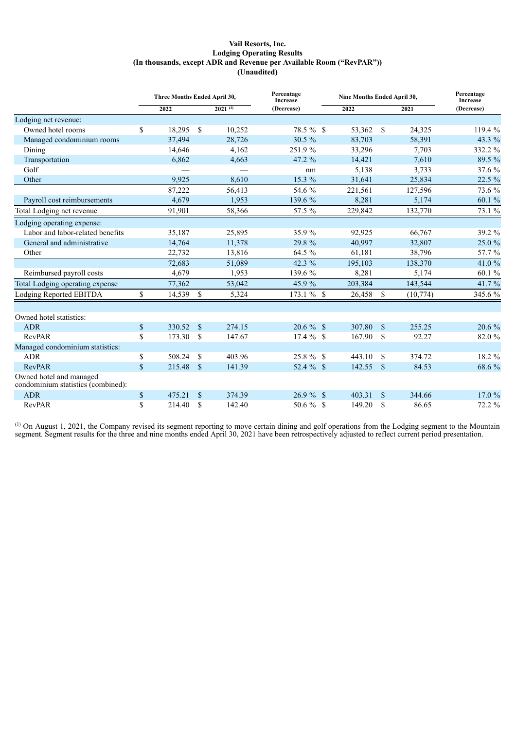**Vail Resorts, Inc.**
**Lodging Operating Results**
**(In thousands, except ADR and Revenue per Available Room ("RevPAR"))**
**(Unaudited)**

| | Three Months Ended April 30, 2022 | Three Months Ended April 30, 2021 [(1)] | Percentage Increase (Decrease) | Nine Months Ended April 30, 2022 | Nine Months Ended April 30, 2021 | Percentage Increase (Decrease) |
|---|---|---|---|---|---|---|
| Lodging net revenue: | | | | | | |
| Owned hotel rooms | $ 18,295 | $ 10,252 | 78.5 % | $ 53,362 | $ 24,325 | 119.4 % |
| Managed condominium rooms | 37,494 | 28,726 | 30.5 % | 83,703 | 58,391 | 43.3 % |
| Dining | 14,646 | 4,162 | 251.9 % | 33,296 | 7,703 | 332.2 % |
| Transportation | 6,862 | 4,663 | 47.2 % | 14,421 | 7,610 | 89.5 % |
| Golf | — | — | nm | 5,138 | 3,733 | 37.6 % |
| Other | 9,925 | 8,610 | 15.3 % | 31,641 | 25,834 | 22.5 % |
| | 87,222 | 56,413 | 54.6 % | 221,561 | 127,596 | 73.6 % |
| Payroll cost reimbursements | 4,679 | 1,953 | 139.6 % | 8,281 | 5,174 | 60.1 % |
| Total Lodging net revenue | 91,901 | 58,366 | 57.5 % | 229,842 | 132,770 | 73.1 % |
| Lodging operating expense: | | | | | | |
| Labor and labor-related benefits | 35,187 | 25,895 | 35.9 % | 92,925 | 66,767 | 39.2 % |
| General and administrative | 14,764 | 11,378 | 29.8 % | 40,997 | 32,807 | 25.0 % |
| Other | 22,732 | 13,816 | 64.5 % | 61,181 | 38,796 | 57.7 % |
| | 72,683 | 51,089 | 42.3 % | 195,103 | 138,370 | 41.0 % |
| Reimbursed payroll costs | 4,679 | 1,953 | 139.6 % | 8,281 | 5,174 | 60.1 % |
| Total Lodging operating expense | 77,362 | 53,042 | 45.9 % | 203,384 | 143,544 | 41.7 % |
| Lodging Reported EBITDA | $ 14,539 | $ 5,324 | 173.1 % | $ 26,458 | $ (10,774) | 345.6 % |
| | | | | | | |
| Owned hotel statistics: | | | | | | |
| ADR | $ 330.52 | $ 274.15 | 20.6 % | $ 307.80 | $ 255.25 | 20.6 % |
| RevPAR | $ 173.30 | $ 147.67 | 17.4 % | $ 167.90 | $ 92.27 | 82.0 % |
| Managed condominium statistics: | | | | | | |
| ADR | $ 508.24 | $ 403.96 | 25.8 % | $ 443.10 | $ 374.72 | 18.2 % |
| RevPAR | $ 215.48 | $ 141.39 | 52.4 % | $ 142.55 | $ 84.53 | 68.6 % |
| Owned hotel and managed condominium statistics (combined): | | | | | | |
| ADR | $ 475.21 | $ 374.39 | 26.9 % | $ 403.31 | $ 344.66 | 17.0 % |
| RevPAR | $ 214.40 | $ 142.40 | 50.6 % | $ 149.20 | $ 86.65 | 72.2 % |

(1) On August 1, 2021, the Company revised its segment reporting to move certain dining and golf operations from the Lodging segment to the Mountain segment. Segment results for the three and nine months ended April 30, 2021 have been retrospectively adjusted to reflect current period presentation.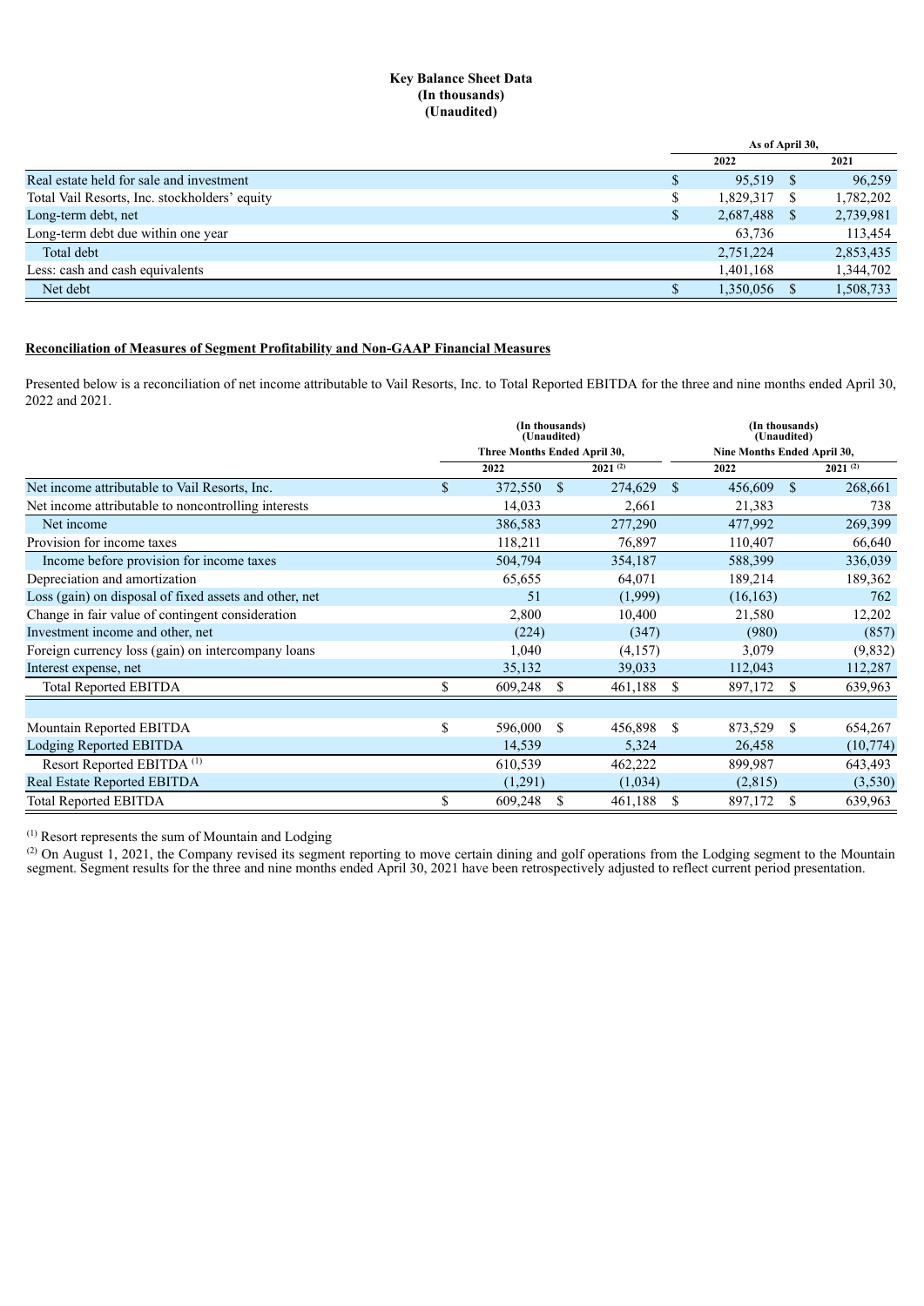**Key Balance Sheet Data**
**(In thousands)**
**(Unaudited)**

| | As of April 30, | |
|---|---|---|
| | 2022 | 2021 |
| Real estate held for sale and investment | $ 95,519 | $ 96,259 |
| Total Vail Resorts, Inc. stockholders' equity | $ 1,829,317 | $ 1,782,202 |
| Long-term debt, net | $ 2,687,488 | $ 2,739,981 |
| Long-term debt due within one year | 63,736 | 113,454 |
| Total debt | 2,751,224 | 2,853,435 |
| Less: cash and cash equivalents | 1,401,168 | 1,344,702 |
| Net debt | $ 1,350,056 | $ 1,508,733 |

**Reconciliation of Measures of Segment Profitability and Non-GAAP Financial Measures**

Presented below is a reconciliation of net income attributable to Vail Resorts, Inc. to Total Reported EBITDA for the three and nine months ended April 30, 2022 and 2021.

| | (In thousands) (Unaudited) Three Months Ended April 30, | | (In thousands) (Unaudited) Nine Months Ended April 30, | |
|---|---|---|---|---|
| | 2022 | 2021 [2] | 2022 | 2021 [2] |
| Net income attributable to Vail Resorts, Inc. | $ 372,550 | $ 274,629 | $ 456,609 | $ 268,661 |
| Net income attributable to noncontrolling interests | 14,033 | 2,661 | 21,383 | 738 |
| Net income | 386,583 | 277,290 | 477,992 | 269,399 |
| Provision for income taxes | 118,211 | 76,897 | 110,407 | 66,640 |
| Income before provision for income taxes | 504,794 | 354,187 | 588,399 | 336,039 |
| Depreciation and amortization | 65,655 | 64,071 | 189,214 | 189,362 |
| Loss (gain) on disposal of fixed assets and other, net | 51 | (1,999) | (16,163) | 762 |
| Change in fair value of contingent consideration | 2,800 | 10,400 | 21,580 | 12,202 |
| Investment income and other, net | (224) | (347) | (980) | (857) |
| Foreign currency loss (gain) on intercompany loans | 1,040 | (4,157) | 3,079 | (9,832) |
| Interest expense, net | 35,132 | 39,033 | 112,043 | 112,287 |
| Total Reported EBITDA | $ 609,248 | $ 461,188 | $ 897,172 | $ 639,963 |
| | | | | |
| Mountain Reported EBITDA | $ 596,000 | $ 456,898 | $ 873,529 | $ 654,267 |
| Lodging Reported EBITDA | 14,539 | 5,324 | 26,458 | (10,774) |
| Resort Reported EBITDA [1] | 610,539 | 462,222 | 899,987 | 643,493 |
| Real Estate Reported EBITDA | (1,291) | (1,034) | (2,815) | (3,530) |
| Total Reported EBITDA | $ 609,248 | $ 461,188 | $ 897,172 | $ 639,963 |

[1] Resort represents the sum of Mountain and Lodging

[2] On August 1, 2021, the Company revised its segment reporting to move certain dining and golf operations from the Lodging segment to the Mountain segment. Segment results for the three and nine months ended April 30, 2021 have been retrospectively adjusted to reflect current period presentation.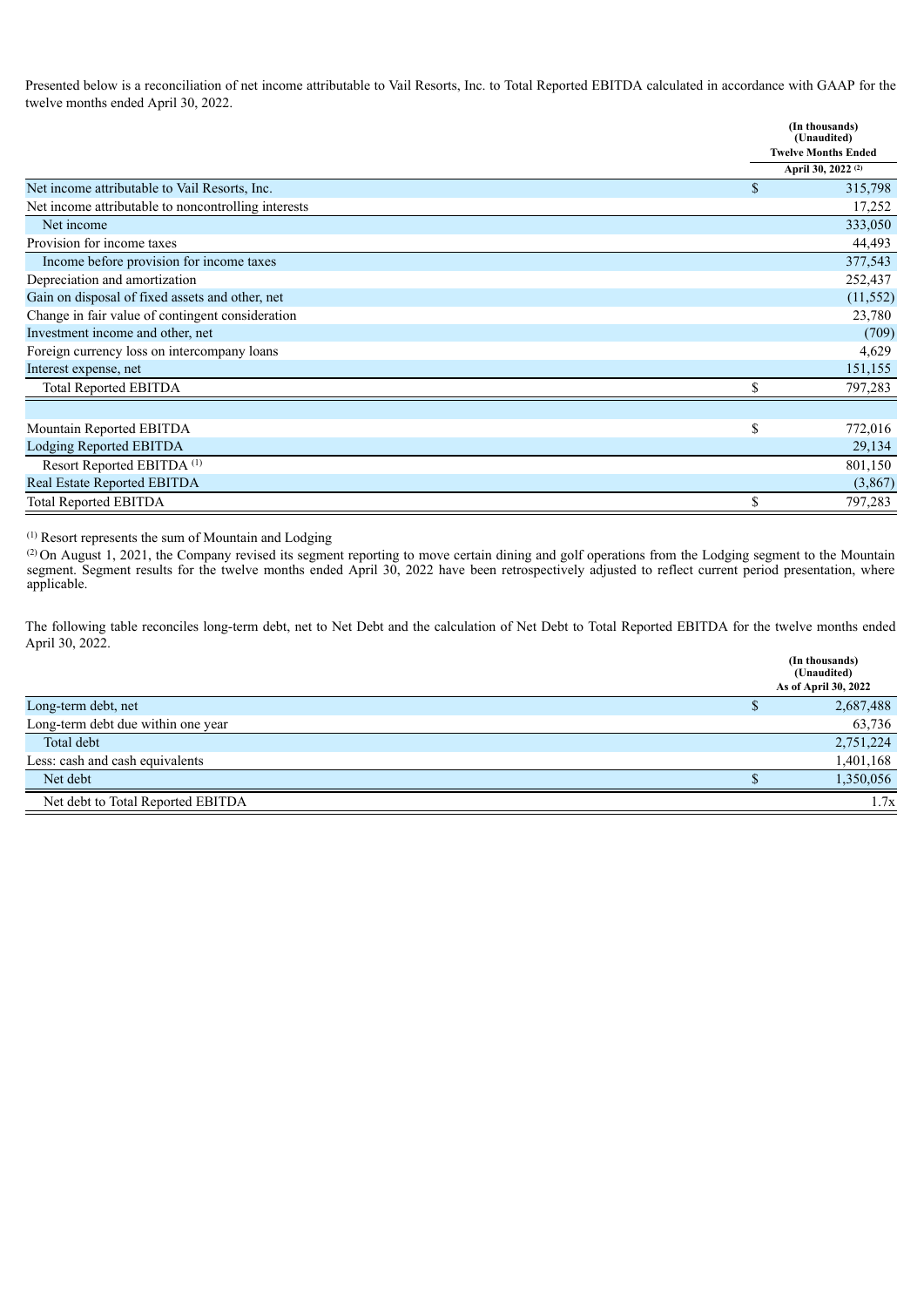Presented below is a reconciliation of net income attributable to Vail Resorts, Inc. to Total Reported EBITDA calculated in accordance with GAAP for the twelve months ended April 30, 2022.

| | (In thousands) (Unaudited) Twelve Months Ended April 30, 2022 [(2)] |
|---|---|
| Net income attributable to Vail Resorts, Inc. | $ 315,798 |
| Net income attributable to noncontrolling interests | 17,252 |
| Net income | 333,050 |
| Provision for income taxes | 44,493 |
| Income before provision for income taxes | 377,543 |
| Depreciation and amortization | 252,437 |
| Gain on disposal of fixed assets and other, net | (11,552) |
| Change in fair value of contingent consideration | 23,780 |
| Investment income and other, net | (709) |
| Foreign currency loss on intercompany loans | 4,629 |
| Interest expense, net | 151,155 |
| Total Reported EBITDA | $ 797,283 |
| | |
| Mountain Reported EBITDA | $ 772,016 |
| Lodging Reported EBITDA | 29,134 |
| Resort Reported EBITDA [(1)] | 801,150 |
| Real Estate Reported EBITDA | (3,867) |
| Total Reported EBITDA | $ 797,283 |

[(1)] Resort represents the sum of Mountain and Lodging

[(2)] On August 1, 2021, the Company revised its segment reporting to move certain dining and golf operations from the Lodging segment to the Mountain segment. Segment results for the twelve months ended April 30, 2022 have been retrospectively adjusted to reflect current period presentation, where applicable.

The following table reconciles long-term debt, net to Net Debt and the calculation of Net Debt to Total Reported EBITDA for the twelve months ended April 30, 2022.

| | (In thousands) (Unaudited) As of April 30, 2022 |
|---|---|
| Long-term debt, net | $ 2,687,488 |
| Long-term debt due within one year | 63,736 |
| Total debt | 2,751,224 |
| Less: cash and cash equivalents | 1,401,168 |
| Net debt | $ 1,350,056 |
| Net debt to Total Reported EBITDA | 1.7x |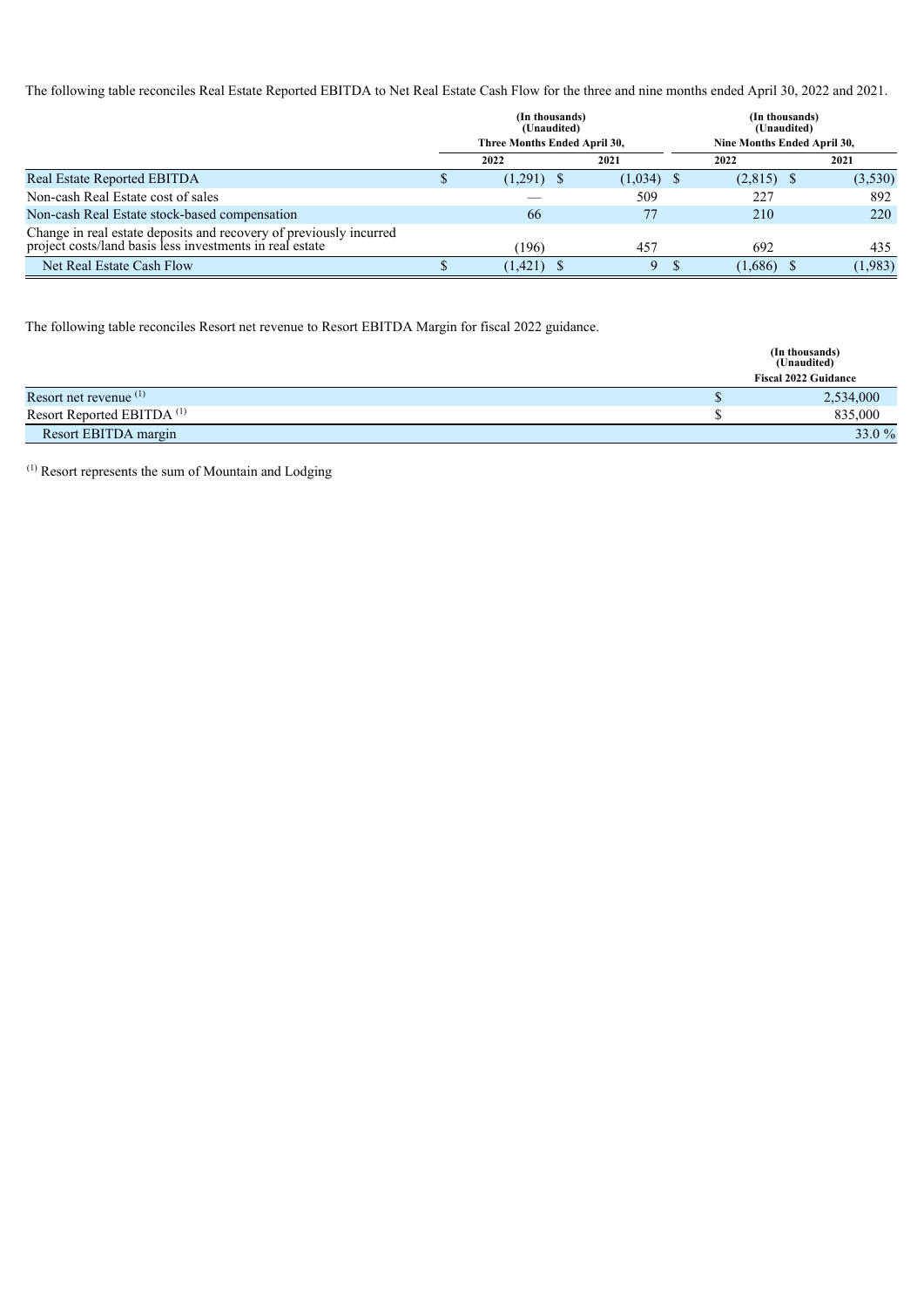The following table reconciles Real Estate Reported EBITDA to Net Real Estate Cash Flow for the three and nine months ended April 30, 2022 and 2021.

| | (In thousands) (Unaudited) Three Months Ended April 30, | | (In thousands) (Unaudited) Nine Months Ended April 30, | |
|---|---|---|---|---|
| | 2022 | 2021 | 2022 | 2021 |
| Real Estate Reported EBITDA | $ (1,291) | $ (1,034) | $ (2,815) | $ (3,530) |
| Non-cash Real Estate cost of sales | — | 509 | 227 | 892 |
| Non-cash Real Estate stock-based compensation | 66 | 77 | 210 | 220 |
| Change in real estate deposits and recovery of previously incurred project costs/land basis less investments in real estate | (196) | 457 | 692 | 435 |
| Net Real Estate Cash Flow | $ (1,421) | $ 9 | $ (1,686) | $ (1,983) |

The following table reconciles Resort net revenue to Resort EBITDA Margin for fiscal 2022 guidance.

| | (In thousands) (Unaudited) Fiscal 2022 Guidance |
|---|---|
| Resort net revenue [(1)] | $ 2,534,000 |
| Resort Reported EBITDA [(1)] | $ 835,000 |
| Resort EBITDA margin | 33.0 % |

[(1)] Resort represents the sum of Mountain and Lodging